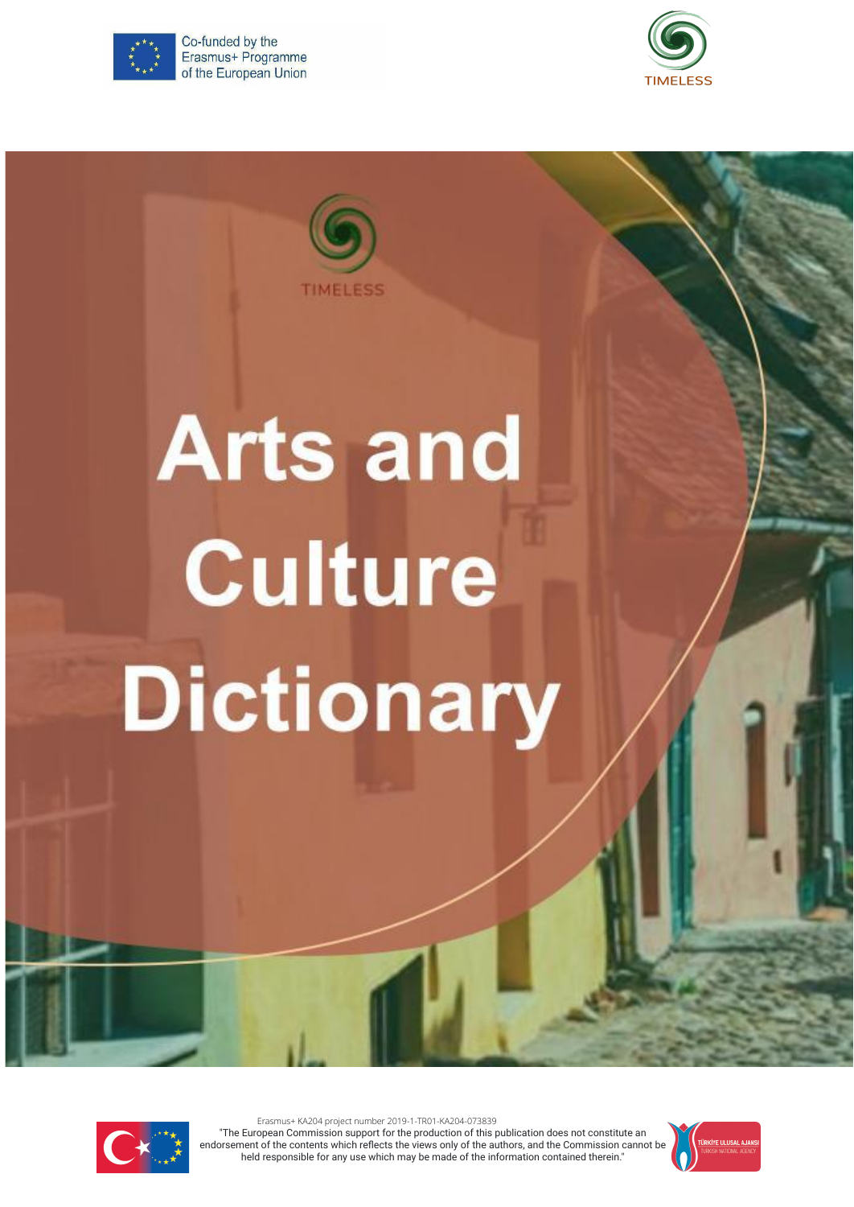Co-funded by the Erasmus+ Programme of the European Union

TIMELESS

TIMELESS

# Arts and Culture Dictionary

Erasmus+ KA204 project number 2019-1-TR01-KA204-073839

"The European Commission support for the production of this publication does not constitute an endorsement of the contents which reflects the views only of the authors, and the Commission cannot be held responsible for any use which may be made of the information contained therein."

TÜRKİYE ULUSAL AJANSI
TURKISH NATIONAL AGENCY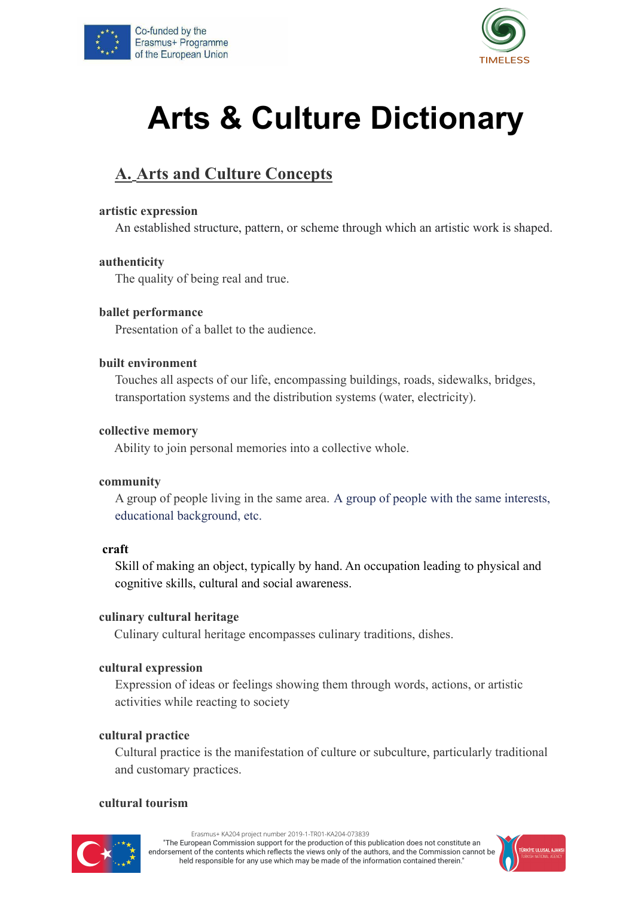# Arts & Culture Dictionary

## A. Arts and Culture Concepts

**artistic expression**

An established structure, pattern, or scheme through which an artistic work is shaped.

**authenticity**

The quality of being real and true.

**ballet performance**

Presentation of a ballet to the audience.

**built environment**

Touches all aspects of our life, encompassing buildings, roads, sidewalks, bridges, transportation systems and the distribution systems (water, electricity).

**collective memory**

Ability to join personal memories into a collective whole.

**community**

A group of people living in the same area. A group of people with the same interests, educational background, etc.

**craft**

Skill of making an object, typically by hand. An occupation leading to physical and cognitive skills, cultural and social awareness.

**culinary cultural heritage**

Culinary cultural heritage encompasses culinary traditions, dishes.

**cultural expression**

Expression of ideas or feelings showing them through words, actions, or artistic activities while reacting to society

**cultural practice**

Cultural practice is the manifestation of culture or subculture, particularly traditional and customary practices.

**cultural tourism**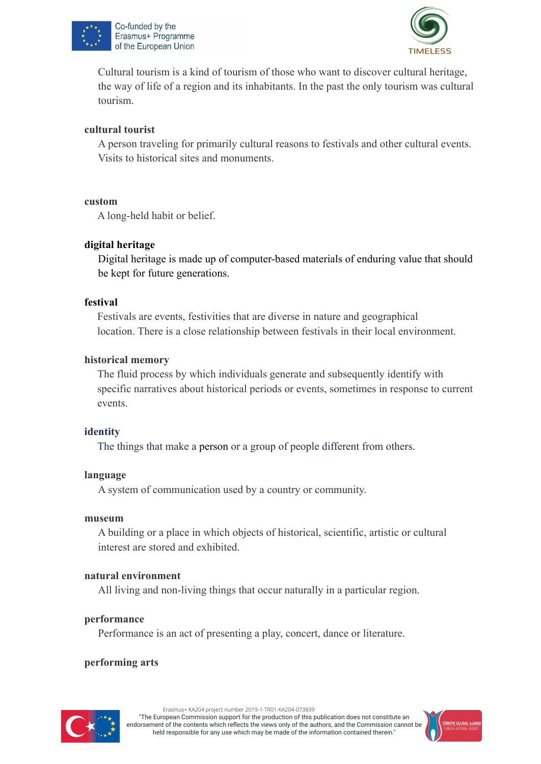Cultural tourism is a kind of tourism of those who want to discover cultural heritage, the way of life of a region and its inhabitants. In the past the only tourism was cultural tourism.

**cultural tourist**

A person traveling for primarily cultural reasons to festivals and other cultural events. Visits to historical sites and monuments.

**custom**

A long-held habit or belief.

**digital heritage**

Digital heritage is made up of computer-based materials of enduring value that should be kept for future generations.

**festival**

Festivals are events, festivities that are diverse in nature and geographical location. There is a close relationship between festivals in their local environment.

**historical memory**

The fluid process by which individuals generate and subsequently identify with specific narratives about historical periods or events, sometimes in response to current events.

**identity**

The things that make a person or a group of people different from others.

**language**

A system of communication used by a country or community.

**museum**

A building or a place in which objects of historical, scientific, artistic or cultural interest are stored and exhibited.

**natural environment**

All living and non-living things that occur naturally in a particular region.

**performance**

Performance is an act of presenting a play, concert, dance or literature.

**performing arts**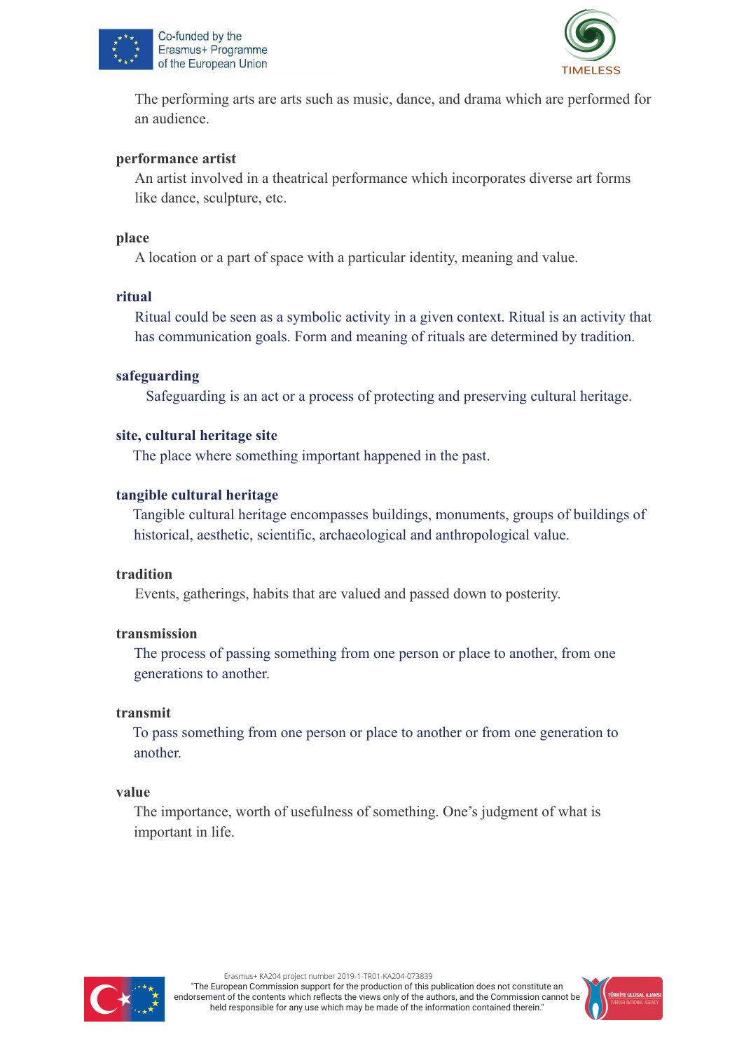The performing arts are arts such as music, dance, and drama which are performed for an audience.

**performance artist**

An artist involved in a theatrical performance which incorporates diverse art forms like dance, sculpture, etc.

**place**

A location or a part of space with a particular identity, meaning and value.

**ritual**

Ritual could be seen as a symbolic activity in a given context. Ritual is an activity that has communication goals. Form and meaning of rituals are determined by tradition.

**safeguarding**

Safeguarding is an act or a process of protecting and preserving cultural heritage.

**site, cultural heritage site**

The place where something important happened in the past.

**tangible cultural heritage**

Tangible cultural heritage encompasses buildings, monuments, groups of buildings of historical, aesthetic, scientific, archaeological and anthropological value.

**tradition**

Events, gatherings, habits that are valued and passed down to posterity.

**transmission**

The process of passing something from one person or place to another, from one generations to another.

**transmit**

To pass something from one person or place to another or from one generation to another.

**value**

The importance, worth of usefulness of something. One's judgment of what is important in life.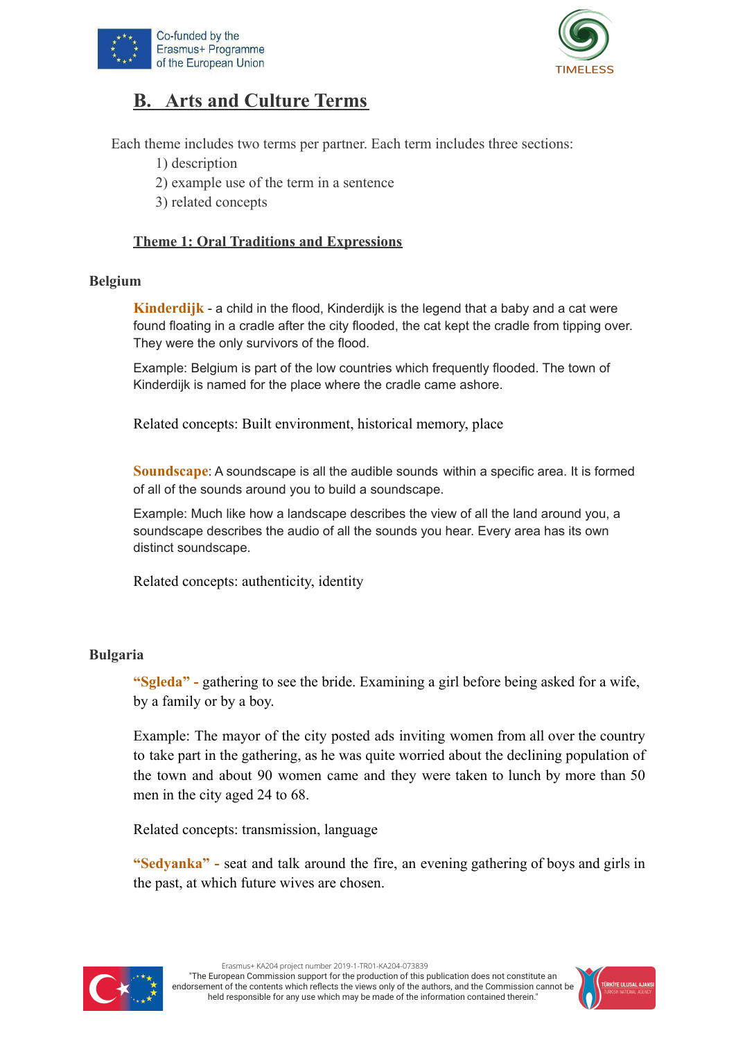## B. Arts and Culture Terms

Each theme includes two terms per partner. Each term includes three sections:

1) description
2) example use of the term in a sentence
3) related concepts

### Theme 1: Oral Traditions and Expressions

**Belgium**

**Kinderdijk** - a child in the flood, Kinderdijk is the legend that a baby and a cat were found floating in a cradle after the city flooded, the cat kept the cradle from tipping over. They were the only survivors of the flood.

Example: Belgium is part of the low countries which frequently flooded. The town of Kinderdijk is named for the place where the cradle came ashore.

Related concepts: Built environment, historical memory, place

**Soundscape**: A soundscape is all the audible sounds within a specific area. It is formed of all of the sounds around you to build a soundscape.

Example: Much like how a landscape describes the view of all the land around you, a soundscape describes the audio of all the sounds you hear. Every area has its own distinct soundscape.

Related concepts: authenticity, identity

**Bulgaria**

**"Sgleda" -** gathering to see the bride. Examining a girl before being asked for a wife, by a family or by a boy.

Example: The mayor of the city posted ads inviting women from all over the country to take part in the gathering, as he was quite worried about the declining population of the town and about 90 women came and they were taken to lunch by more than 50 men in the city aged 24 to 68.

Related concepts: transmission, language

**"Sedyanka" -** seat and talk around the fire, an evening gathering of boys and girls in the past, at which future wives are chosen.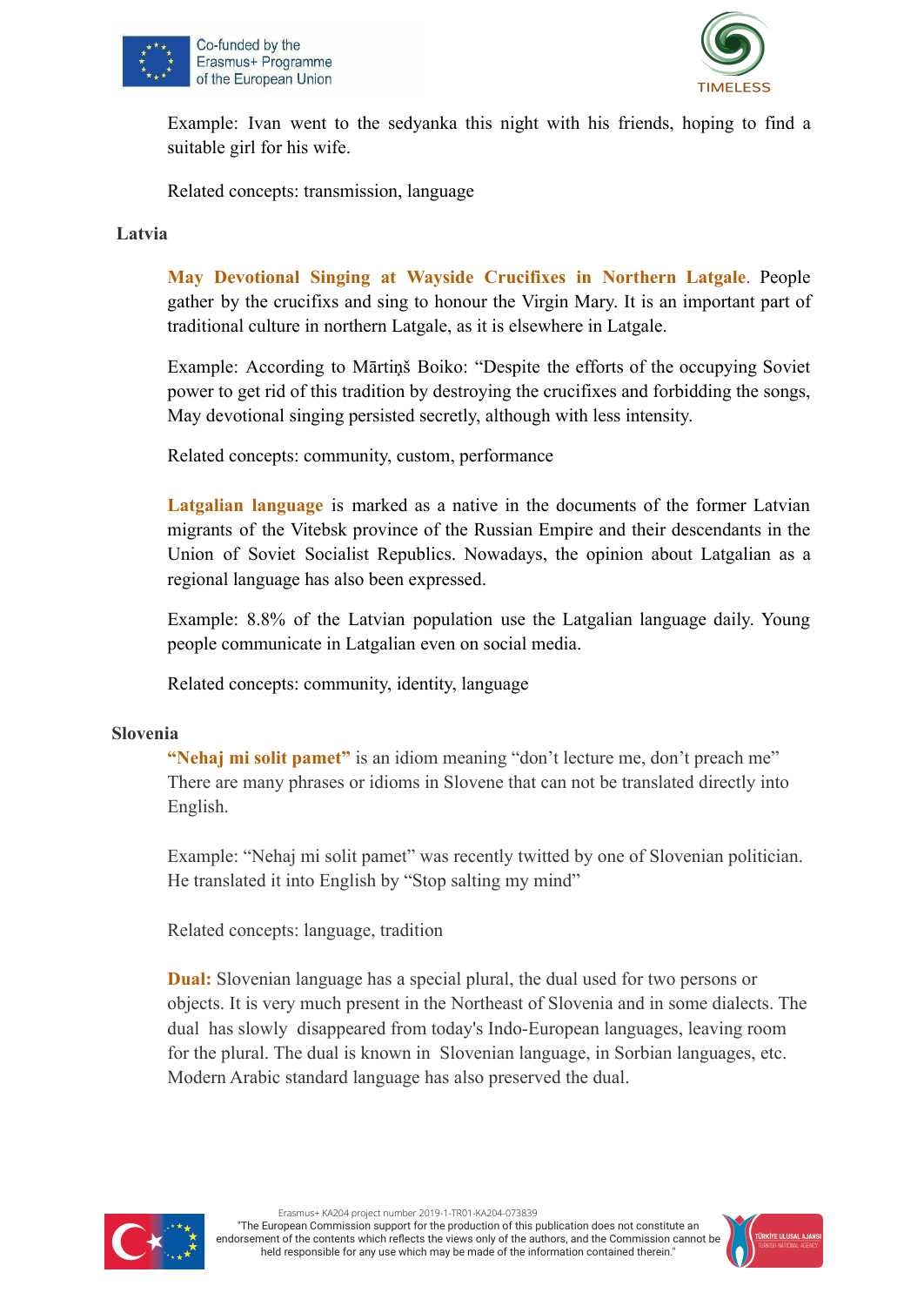Example: Ivan went to the sedyanka this night with his friends, hoping to find a suitable girl for his wife.

Related concepts: transmission, language

### Latvia

**May Devotional Singing at Wayside Crucifixes in Northern Latgale.** People gather by the crucifixs and sing to honour the Virgin Mary. It is an important part of traditional culture in northern Latgale, as it is elsewhere in Latgale.

Example: According to Mārtiņš Boiko: "Despite the efforts of the occupying Soviet power to get rid of this tradition by destroying the crucifixes and forbidding the songs, May devotional singing persisted secretly, although with less intensity.

Related concepts: community, custom, performance

**Latgalian language** is marked as a native in the documents of the former Latvian migrants of the Vitebsk province of the Russian Empire and their descendants in the Union of Soviet Socialist Republics. Nowadays, the opinion about Latgalian as a regional language has also been expressed.

Example: 8.8% of the Latvian population use the Latgalian language daily. Young people communicate in Latgalian even on social media.

Related concepts: community, identity, language

### Slovenia

**"Nehaj mi solit pamet"** is an idiom meaning "don't lecture me, don't preach me" There are many phrases or idioms in Slovene that can not be translated directly into English.

Example: "Nehaj mi solit pamet" was recently twitted by one of Slovenian politician. He translated it into English by "Stop salting my mind"

Related concepts: language, tradition

**Dual:** Slovenian language has a special plural, the dual used for two persons or objects. It is very much present in the Northeast of Slovenia and in some dialects. The dual has slowly disappeared from today's Indo-European languages, leaving room for the plural. The dual is known in Slovenian language, in Sorbian languages, etc. Modern Arabic standard language has also preserved the dual.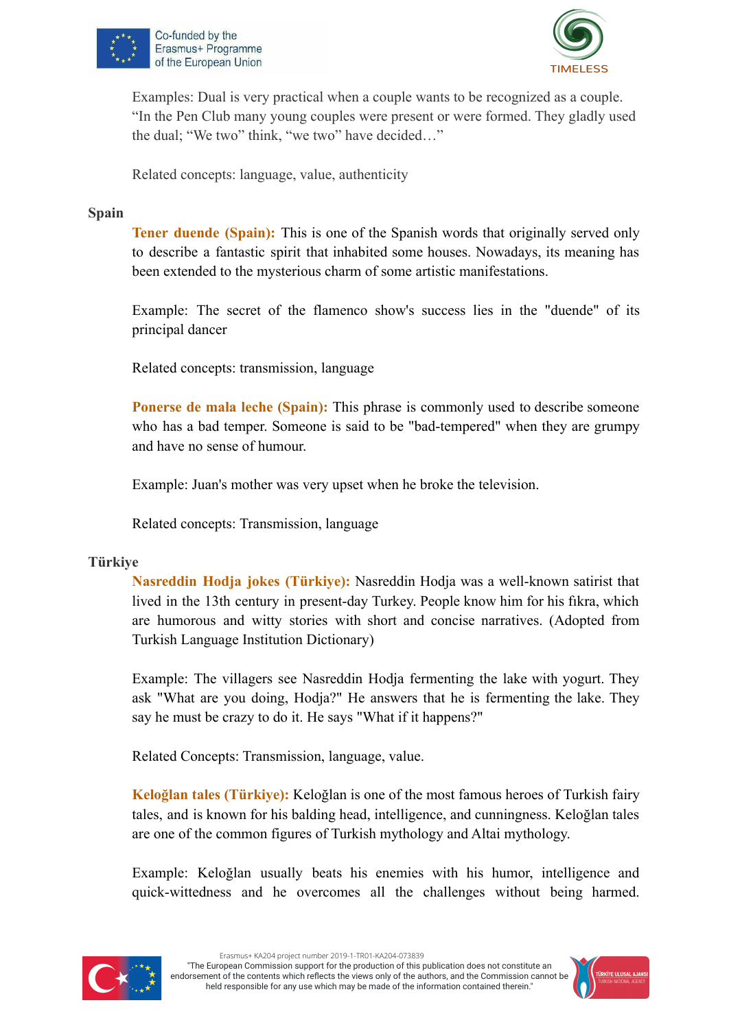Examples: Dual is very practical when a couple wants to be recognized as a couple. “In the Pen Club many young couples were present or were formed. They gladly used the dual; “We two” think, “we two” have decided…”

Related concepts: language, value, authenticity

**Spain**

**Tener duende (Spain):** This is one of the Spanish words that originally served only to describe a fantastic spirit that inhabited some houses. Nowadays, its meaning has been extended to the mysterious charm of some artistic manifestations.

Example: The secret of the flamenco show's success lies in the "duende" of its principal dancer

Related concepts: transmission, language

**Ponerse de mala leche (Spain):** This phrase is commonly used to describe someone who has a bad temper. Someone is said to be "bad-tempered" when they are grumpy and have no sense of humour.

Example: Juan's mother was very upset when he broke the television.

Related concepts: Transmission, language

**Türkiye**

**Nasreddin Hodja jokes (Türkiye):** Nasreddin Hodja was a well-known satirist that lived in the 13th century in present-day Turkey. People know him for his fıkra, which are humorous and witty stories with short and concise narratives. (Adopted from Turkish Language Institution Dictionary)

Example: The villagers see Nasreddin Hodja fermenting the lake with yogurt. They ask "What are you doing, Hodja?" He answers that he is fermenting the lake. They say he must be crazy to do it. He says "What if it happens?"

Related Concepts: Transmission, language, value.

**Keloğlan tales (Türkiye):** Keloğlan is one of the most famous heroes of Turkish fairy tales, and is known for his balding head, intelligence, and cunningness. Keloğlan tales are one of the common figures of Turkish mythology and Altai mythology.

Example: Keloğlan usually beats his enemies with his humor, intelligence and quick-wittedness and he overcomes all the challenges without being harmed.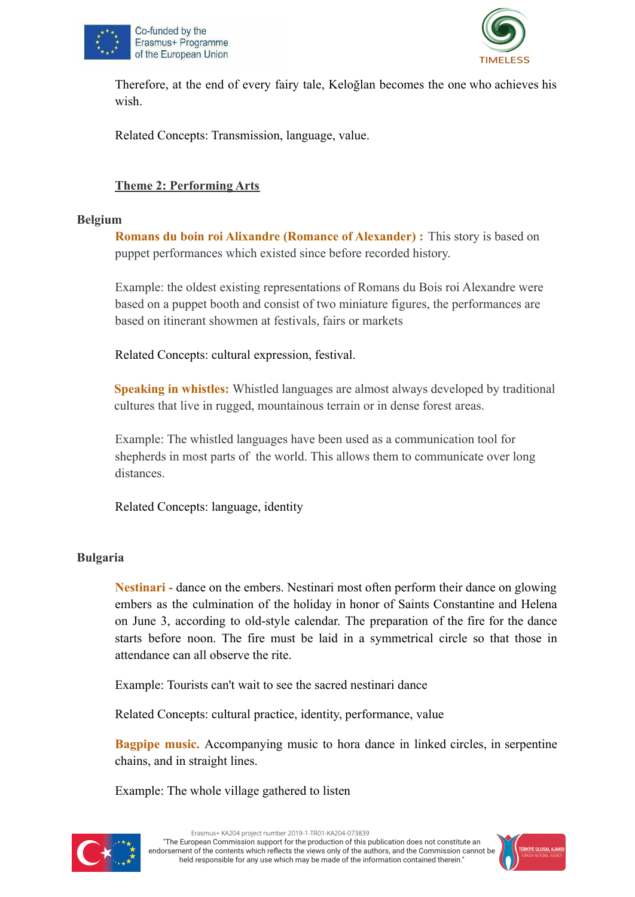Therefore, at the end of every fairy tale, Keloğlan becomes the one who achieves his wish.

Related Concepts: Transmission, language, value.

## Theme 2: Performing Arts

### Belgium

**Romans du boin roi Alixandre (Romance of Alexander) :** This story is based on puppet performances which existed since before recorded history.

Example: the oldest existing representations of Romans du Bois roi Alexandre were based on a puppet booth and consist of two miniature figures, the performances are based on itinerant showmen at festivals, fairs or markets

Related Concepts: cultural expression, festival.

**Speaking in whistles:** Whistled languages are almost always developed by traditional cultures that live in rugged, mountainous terrain or in dense forest areas.

Example: The whistled languages have been used as a communication tool for shepherds in most parts of the world. This allows them to communicate over long distances.

Related Concepts: language, identity

### Bulgaria

**Nestinari -** dance on the embers. Nestinari most often perform their dance on glowing embers as the culmination of the holiday in honor of Saints Constantine and Helena on June 3, according to old-style calendar. The preparation of the fire for the dance starts before noon. The fire must be laid in a symmetrical circle so that those in attendance can all observe the rite.

Example: Tourists can't wait to see the sacred nestinari dance

Related Concepts: cultural practice, identity, performance, value

**Bagpipe music.** Accompanying music to hora dance in linked circles, in serpentine chains, and in straight lines.

Example: The whole village gathered to listen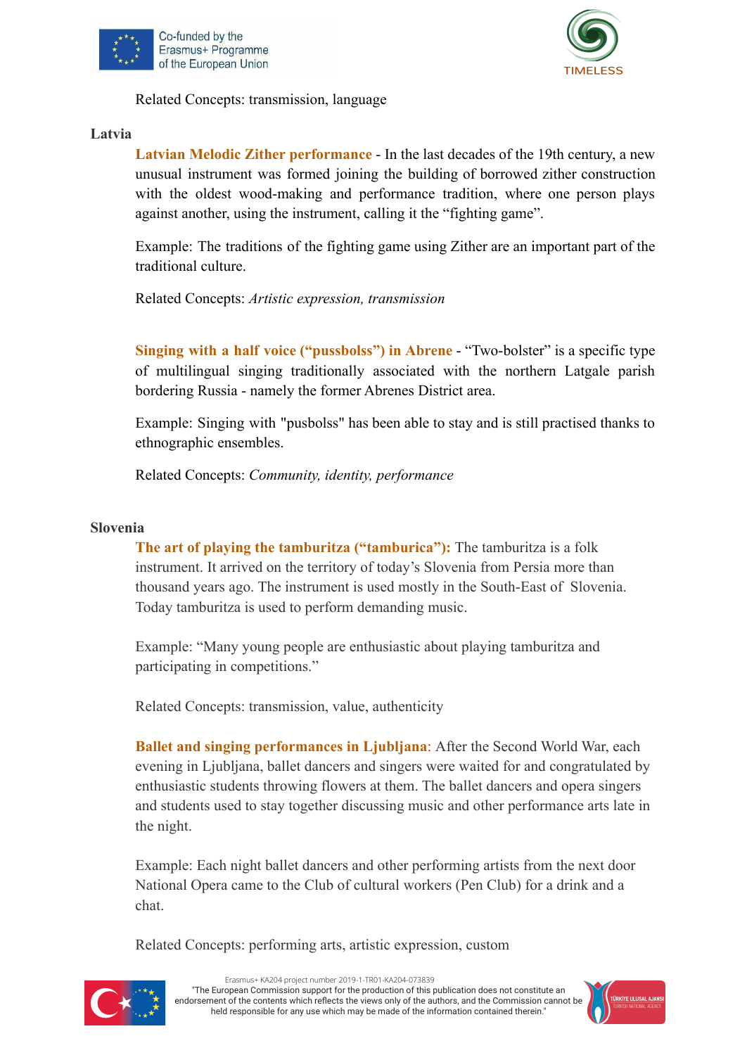Related Concepts: transmission, language

**Latvia**

**Latvian Melodic Zither performance** - In the last decades of the 19th century, a new unusual instrument was formed joining the building of borrowed zither construction with the oldest wood-making and performance tradition, where one person plays against another, using the instrument, calling it the "fighting game".

Example: The traditions of the fighting game using Zither are an important part of the traditional culture.

Related Concepts: *Artistic expression, transmission*

**Singing with a half voice ("pussbolss") in Abrene** - "Two-bolster" is a specific type of multilingual singing traditionally associated with the northern Latgale parish bordering Russia - namely the former Abrenes District area.

Example: Singing with "pusbolss" has been able to stay and is still practised thanks to ethnographic ensembles.

Related Concepts: *Community, identity, performance*

**Slovenia**

**The art of playing the tamburitza ("tamburica"):** The tamburitza is a folk instrument. It arrived on the territory of today's Slovenia from Persia more than thousand years ago. The instrument is used mostly in the South-East of Slovenia. Today tamburitza is used to perform demanding music.

Example: "Many young people are enthusiastic about playing tamburitza and participating in competitions."

Related Concepts: transmission, value, authenticity

**Ballet and singing performances in Ljubljana**: After the Second World War, each evening in Ljubljana, ballet dancers and singers were waited for and congratulated by enthusiastic students throwing flowers at them. The ballet dancers and opera singers and students used to stay together discussing music and other performance arts late in the night.

Example: Each night ballet dancers and other performing artists from the next door National Opera came to the Club of cultural workers (Pen Club) for a drink and a chat.

Related Concepts: performing arts, artistic expression, custom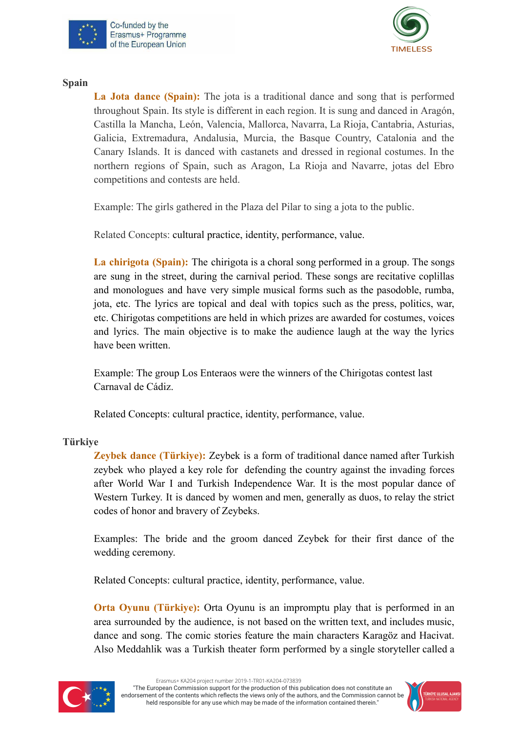### Spain

**La Jota dance (Spain):** The jota is a traditional dance and song that is performed throughout Spain. Its style is different in each region. It is sung and danced in Aragón, Castilla la Mancha, León, Valencia, Mallorca, Navarra, La Rioja, Cantabria, Asturias, Galicia, Extremadura, Andalusia, Murcia, the Basque Country, Catalonia and the Canary Islands. It is danced with castanets and dressed in regional costumes. In the northern regions of Spain, such as Aragon, La Rioja and Navarre, jotas del Ebro competitions and contests are held.

Example: The girls gathered in the Plaza del Pilar to sing a jota to the public.

Related Concepts: cultural practice, identity, performance, value.

**La chirigota (Spain):** The chirigota is a choral song performed in a group. The songs are sung in the street, during the carnival period. These songs are recitative coplillas and monologues and have very simple musical forms such as the pasodoble, rumba, jota, etc. The lyrics are topical and deal with topics such as the press, politics, war, etc. Chirigotas competitions are held in which prizes are awarded for costumes, voices and lyrics. The main objective is to make the audience laugh at the way the lyrics have been written.

Example: The group Los Enteraos were the winners of the Chirigotas contest last Carnaval de Cádiz.

Related Concepts: cultural practice, identity, performance, value.

### Türkiye

**Zeybek dance (Türkiye):** Zeybek is a form of traditional dance named after Turkish zeybek who played a key role for defending the country against the invading forces after World War I and Turkish Independence War. It is the most popular dance of Western Turkey. It is danced by women and men, generally as duos, to relay the strict codes of honor and bravery of Zeybeks.

Examples: The bride and the groom danced Zeybek for their first dance of the wedding ceremony.

Related Concepts: cultural practice, identity, performance, value.

**Orta Oyunu (Türkiye):** Orta Oyunu is an impromptu play that is performed in an area surrounded by the audience, is not based on the written text, and includes music, dance and song. The comic stories feature the main characters Karagöz and Hacivat. Also Meddahlik was a Turkish theater form performed by a single storyteller called a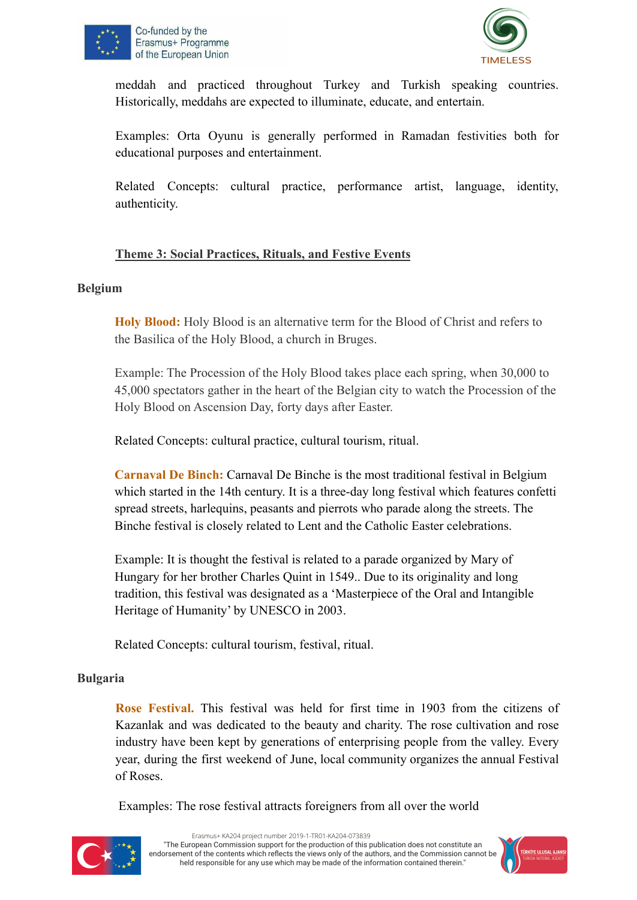meddah and practiced throughout Turkey and Turkish speaking countries. Historically, meddahs are expected to illuminate, educate, and entertain.

Examples: Orta Oyunu is generally performed in Ramadan festivities both for educational purposes and entertainment.

Related Concepts: cultural practice, performance artist, language, identity, authenticity.

## Theme 3: Social Practices, Rituals, and Festive Events

### Belgium

**Holy Blood:** Holy Blood is an alternative term for the Blood of Christ and refers to the Basilica of the Holy Blood, a church in Bruges.

Example: The Procession of the Holy Blood takes place each spring, when 30,000 to 45,000 spectators gather in the heart of the Belgian city to watch the Procession of the Holy Blood on Ascension Day, forty days after Easter.

Related Concepts: cultural practice, cultural tourism, ritual.

**Carnaval De Binch:** Carnaval De Binche is the most traditional festival in Belgium which started in the 14th century. It is a three-day long festival which features confetti spread streets, harlequins, peasants and pierrots who parade along the streets. The Binche festival is closely related to Lent and the Catholic Easter celebrations.

Example: It is thought the festival is related to a parade organized by Mary of Hungary for her brother Charles Quint in 1549.. Due to its originality and long tradition, this festival was designated as a 'Masterpiece of the Oral and Intangible Heritage of Humanity' by UNESCO in 2003.

Related Concepts: cultural tourism, festival, ritual.

### Bulgaria

**Rose Festival.** This festival was held for first time in 1903 from the citizens of Kazanlak and was dedicated to the beauty and charity. The rose cultivation and rose industry have been kept by generations of enterprising people from the valley. Every year, during the first weekend of June, local community organizes the annual Festival of Roses.

Examples: The rose festival attracts foreigners from all over the world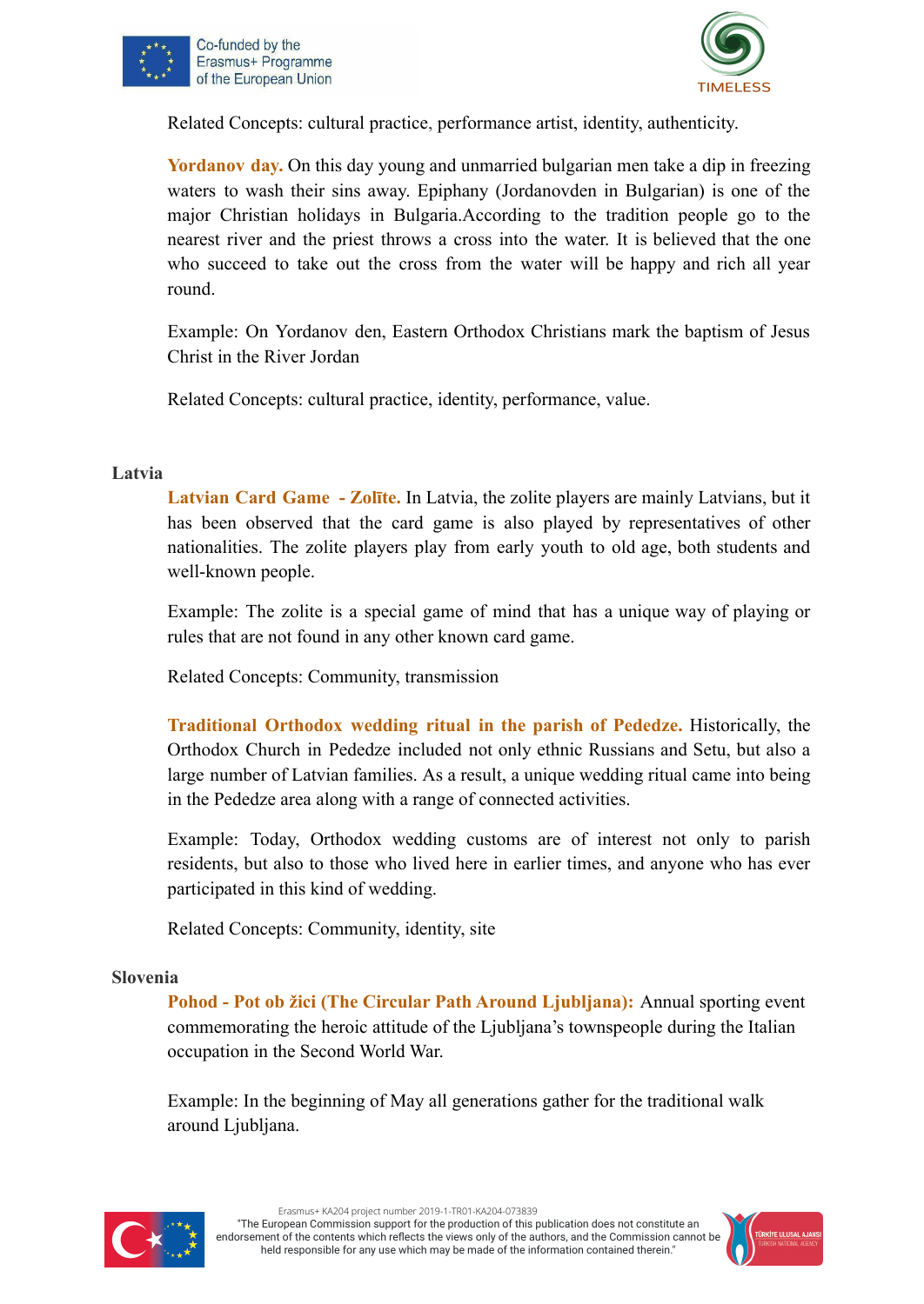Related Concepts: cultural practice, performance artist, identity, authenticity.

**Yordanov day.** On this day young and unmarried bulgarian men take a dip in freezing waters to wash their sins away. Epiphany (Jordanovden in Bulgarian) is one of the major Christian holidays in Bulgaria.According to the tradition people go to the nearest river and the priest throws a cross into the water. It is believed that the one who succeed to take out the cross from the water will be happy and rich all year round.

Example: On Yordanov den, Eastern Orthodox Christians mark the baptism of Jesus Christ in the River Jordan

Related Concepts: cultural practice, identity, performance, value.

## Latvia

**Latvian Card Game - Zolīte.** In Latvia, the zolite players are mainly Latvians, but it has been observed that the card game is also played by representatives of other nationalities. The zolite players play from early youth to old age, both students and well-known people.

Example: The zolite is a special game of mind that has a unique way of playing or rules that are not found in any other known card game.

Related Concepts: Community, transmission

**Traditional Orthodox wedding ritual in the parish of Pededze.** Historically, the Orthodox Church in Pededze included not only ethnic Russians and Setu, but also a large number of Latvian families. As a result, a unique wedding ritual came into being in the Pededze area along with a range of connected activities.

Example: Today, Orthodox wedding customs are of interest not only to parish residents, but also to those who lived here in earlier times, and anyone who has ever participated in this kind of wedding.

Related Concepts: Community, identity, site

## Slovenia

**Pohod - Pot ob žici (The Circular Path Around Ljubljana):** Annual sporting event commemorating the heroic attitude of the Ljubljana's townspeople during the Italian occupation in the Second World War.

Example: In the beginning of May all generations gather for the traditional walk around Ljubljana.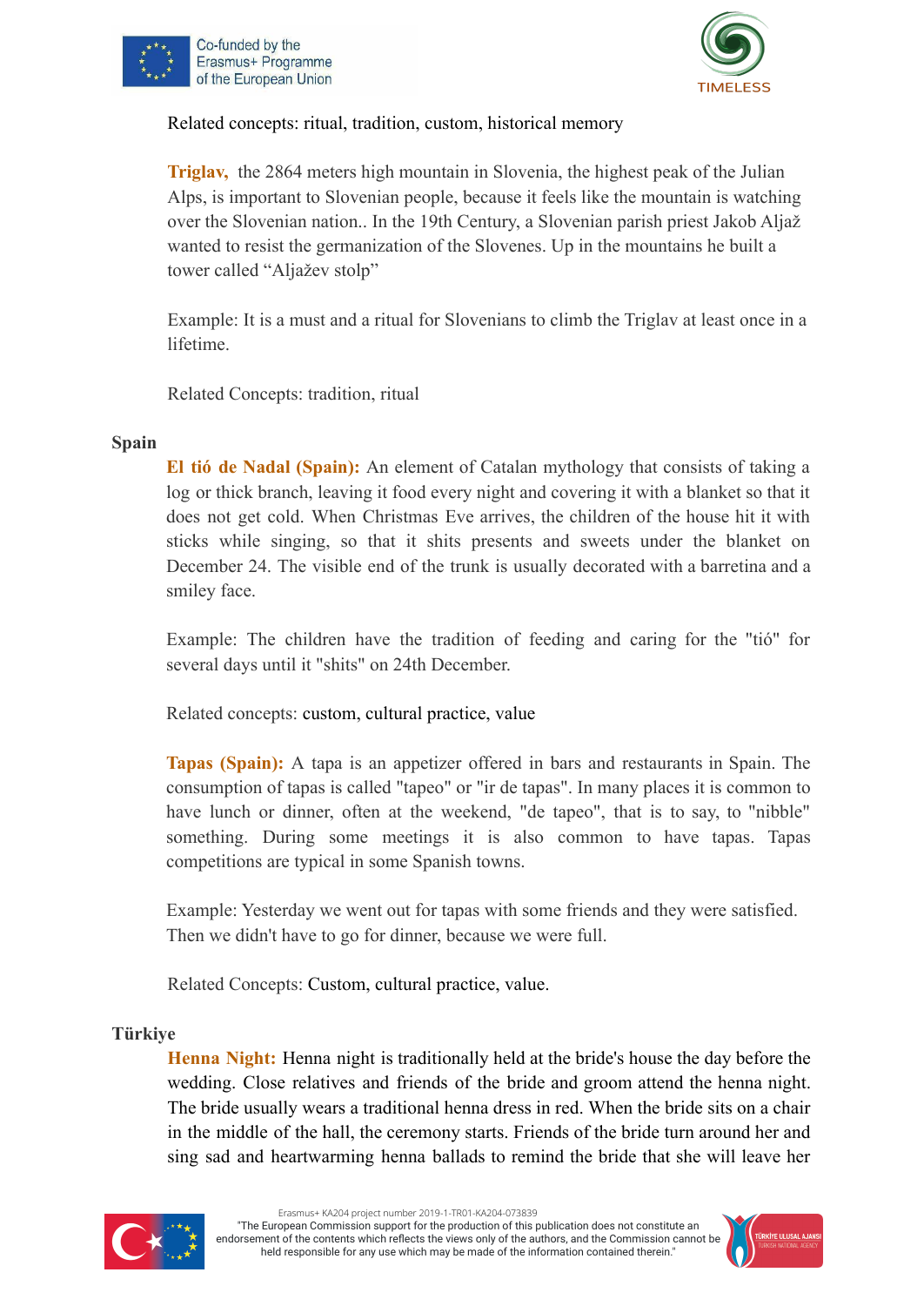Related concepts: ritual, tradition, custom, historical memory

**Triglav,** the 2864 meters high mountain in Slovenia, the highest peak of the Julian Alps, is important to Slovenian people, because it feels like the mountain is watching over the Slovenian nation.. In the 19th Century, a Slovenian parish priest Jakob Aljaž wanted to resist the germanization of the Slovenes. Up in the mountains he built a tower called "Aljažev stolp"

Example: It is a must and a ritual for Slovenians to climb the Triglav at least once in a lifetime.

Related Concepts: tradition, ritual

**Spain**

**El tió de Nadal (Spain):** An element of Catalan mythology that consists of taking a log or thick branch, leaving it food every night and covering it with a blanket so that it does not get cold. When Christmas Eve arrives, the children of the house hit it with sticks while singing, so that it shits presents and sweets under the blanket on December 24. The visible end of the trunk is usually decorated with a barretina and a smiley face.

Example: The children have the tradition of feeding and caring for the "tió" for several days until it "shits" on 24th December.

Related concepts: custom, cultural practice, value

**Tapas (Spain):** A tapa is an appetizer offered in bars and restaurants in Spain. The consumption of tapas is called "tapeo" or "ir de tapas". In many places it is common to have lunch or dinner, often at the weekend, "de tapeo", that is to say, to "nibble" something. During some meetings it is also common to have tapas. Tapas competitions are typical in some Spanish towns.

Example: Yesterday we went out for tapas with some friends and they were satisfied. Then we didn't have to go for dinner, because we were full.

Related Concepts: Custom, cultural practice, value.

**Türkiye**

**Henna Night:** Henna night is traditionally held at the bride's house the day before the wedding. Close relatives and friends of the bride and groom attend the henna night. The bride usually wears a traditional henna dress in red. When the bride sits on a chair in the middle of the hall, the ceremony starts. Friends of the bride turn around her and sing sad and heartwarming henna ballads to remind the bride that she will leave her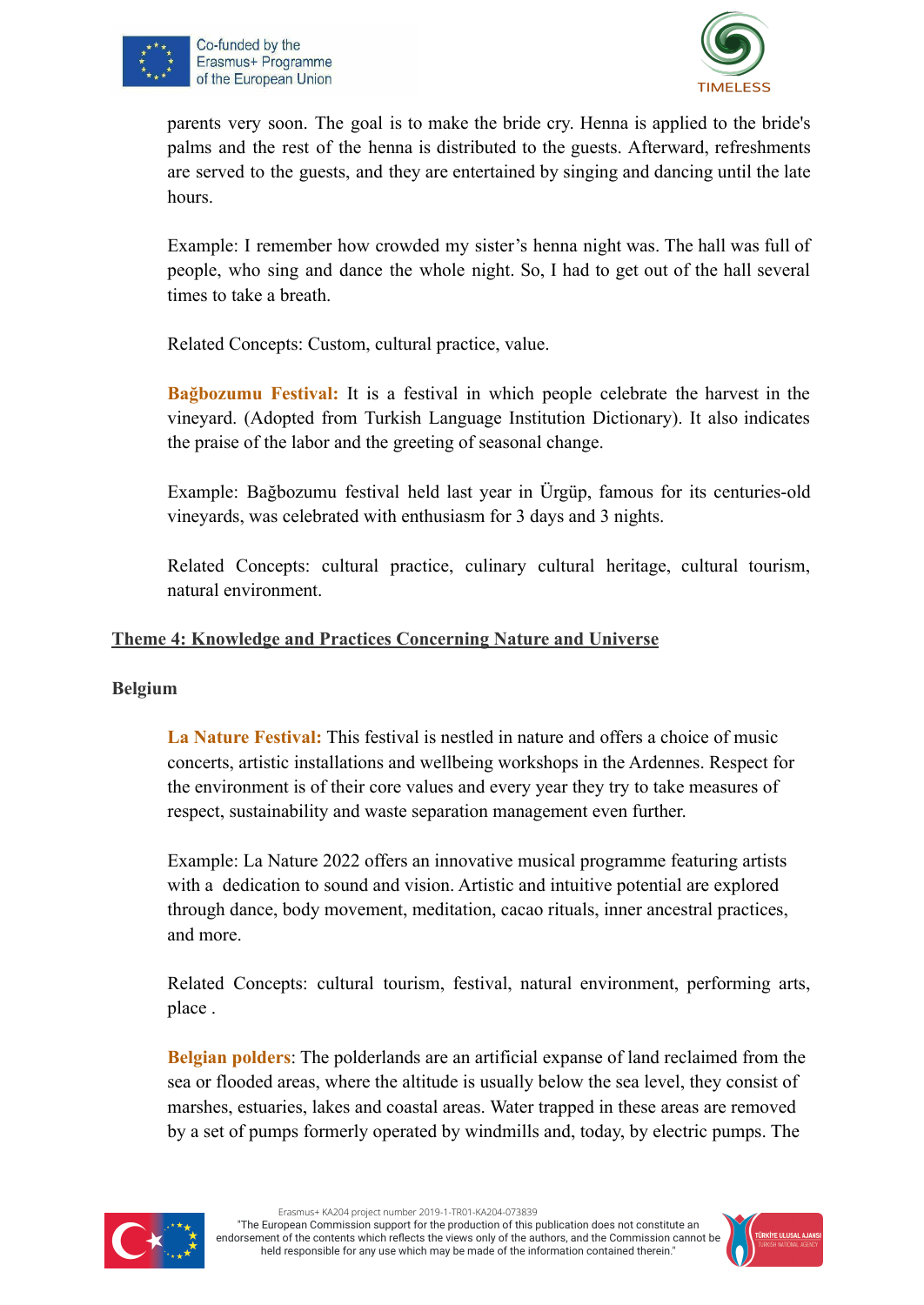parents very soon. The goal is to make the bride cry. Henna is applied to the bride's palms and the rest of the henna is distributed to the guests. Afterward, refreshments are served to the guests, and they are entertained by singing and dancing until the late hours.

Example: I remember how crowded my sister's henna night was. The hall was full of people, who sing and dance the whole night. So, I had to get out of the hall several times to take a breath.

Related Concepts: Custom, cultural practice, value.

**Bağbozumu Festival:** It is a festival in which people celebrate the harvest in the vineyard. (Adopted from Turkish Language Institution Dictionary). It also indicates the praise of the labor and the greeting of seasonal change.

Example: Bağbozumu festival held last year in Ürgüp, famous for its centuries-old vineyards, was celebrated with enthusiasm for 3 days and 3 nights.

Related Concepts: cultural practice, culinary cultural heritage, cultural tourism, natural environment.

## Theme 4: Knowledge and Practices Concerning Nature and Universe

### Belgium

**La Nature Festival:** This festival is nestled in nature and offers a choice of music concerts, artistic installations and wellbeing workshops in the Ardennes. Respect for the environment is of their core values and every year they try to take measures of respect, sustainability and waste separation management even further.

Example: La Nature 2022 offers an innovative musical programme featuring artists with a dedication to sound and vision. Artistic and intuitive potential are explored through dance, body movement, meditation, cacao rituals, inner ancestral practices, and more.

Related Concepts: cultural tourism, festival, natural environment, performing arts, place .

**Belgian polders**: The polderlands are an artificial expanse of land reclaimed from the sea or flooded areas, where the altitude is usually below the sea level, they consist of marshes, estuaries, lakes and coastal areas. Water trapped in these areas are removed by a set of pumps formerly operated by windmills and, today, by electric pumps. The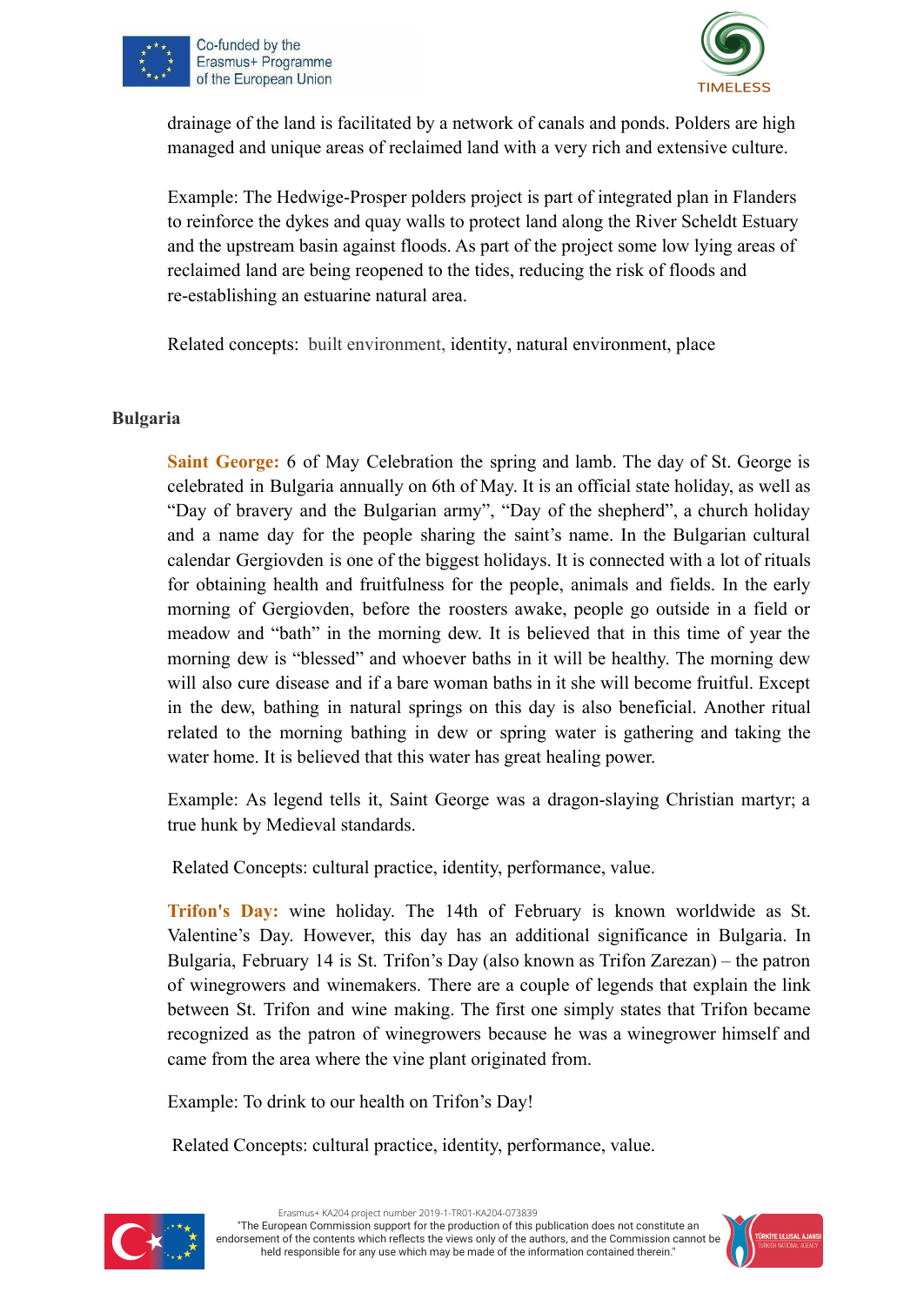drainage of the land is facilitated by a network of canals and ponds. Polders are high managed and unique areas of reclaimed land with a very rich and extensive culture.

Example: The Hedwige-Prosper polders project is part of integrated plan in Flanders to reinforce the dykes and quay walls to protect land along the River Scheldt Estuary and the upstream basin against floods. As part of the project some low lying areas of reclaimed land are being reopened to the tides, reducing the risk of floods and re-establishing an estuarine natural area.

Related concepts: built environment, identity, natural environment, place

**Bulgaria**

**Saint George:** 6 of May Celebration the spring and lamb. The day of St. George is celebrated in Bulgaria annually on 6th of May. It is an official state holiday, as well as "Day of bravery and the Bulgarian army", "Day of the shepherd", a church holiday and a name day for the people sharing the saint's name. In the Bulgarian cultural calendar Gergiovden is one of the biggest holidays. It is connected with a lot of rituals for obtaining health and fruitfulness for the people, animals and fields. In the early morning of Gergiovden, before the roosters awake, people go outside in a field or meadow and "bath" in the morning dew. It is believed that in this time of year the morning dew is "blessed" and whoever baths in it will be healthy. The morning dew will also cure disease and if a bare woman baths in it she will become fruitful. Except in the dew, bathing in natural springs on this day is also beneficial. Another ritual related to the morning bathing in dew or spring water is gathering and taking the water home. It is believed that this water has great healing power.

Example: As legend tells it, Saint George was a dragon-slaying Christian martyr; a true hunk by Medieval standards.

Related Concepts: cultural practice, identity, performance, value.

**Trifon's Day:** wine holiday. The 14th of February is known worldwide as St. Valentine's Day. However, this day has an additional significance in Bulgaria. In Bulgaria, February 14 is St. Trifon's Day (also known as Trifon Zarezan) – the patron of winegrowers and winemakers. There are a couple of legends that explain the link between St. Trifon and wine making. The first one simply states that Trifon became recognized as the patron of winegrowers because he was a winegrower himself and came from the area where the vine plant originated from.

Example: To drink to our health on Trifon's Day!

Related Concepts: cultural practice, identity, performance, value.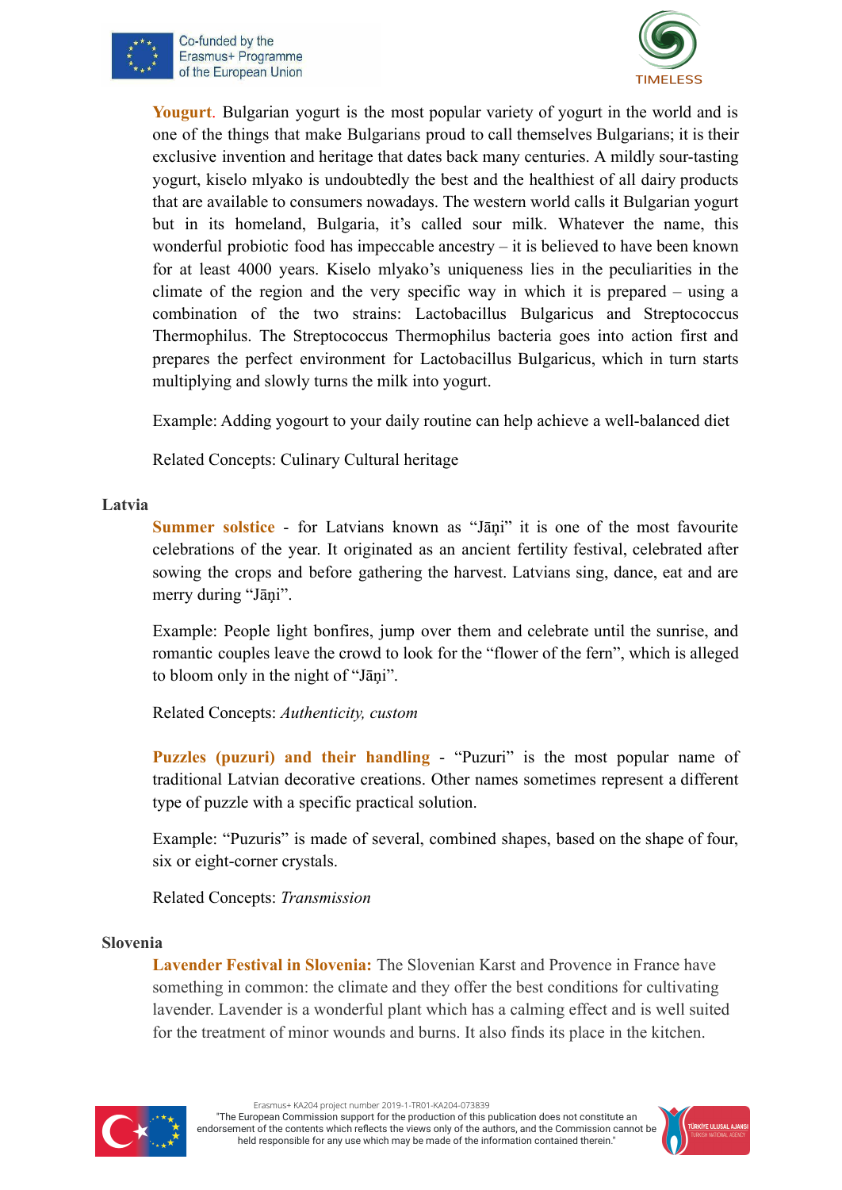**Yougurt**. Bulgarian yogurt is the most popular variety of yogurt in the world and is one of the things that make Bulgarians proud to call themselves Bulgarians; it is their exclusive invention and heritage that dates back many centuries. A mildly sour-tasting yogurt, kiselo mlyako is undoubtedly the best and the healthiest of all dairy products that are available to consumers nowadays. The western world calls it Bulgarian yogurt but in its homeland, Bulgaria, it's called sour milk. Whatever the name, this wonderful probiotic food has impeccable ancestry – it is believed to have been known for at least 4000 years. Kiselo mlyako's uniqueness lies in the peculiarities in the climate of the region and the very specific way in which it is prepared – using a combination of the two strains: Lactobacillus Bulgaricus and Streptococcus Thermophilus. The Streptococcus Thermophilus bacteria goes into action first and prepares the perfect environment for Lactobacillus Bulgaricus, which in turn starts multiplying and slowly turns the milk into yogurt.

Example: Adding yogourt to your daily routine can help achieve a well-balanced diet

Related Concepts: Culinary Cultural heritage

### Latvia

**Summer solstice** - for Latvians known as "Jāņi" it is one of the most favourite celebrations of the year. It originated as an ancient fertility festival, celebrated after sowing the crops and before gathering the harvest. Latvians sing, dance, eat and are merry during "Jāņi".

Example: People light bonfires, jump over them and celebrate until the sunrise, and romantic couples leave the crowd to look for the "flower of the fern", which is alleged to bloom only in the night of "Jāņi".

Related Concepts: *Authenticity, custom*

**Puzzles (puzuri) and their handling** - "Puzuri" is the most popular name of traditional Latvian decorative creations. Other names sometimes represent a different type of puzzle with a specific practical solution.

Example: "Puzuris" is made of several, combined shapes, based on the shape of four, six or eight-corner crystals.

Related Concepts: *Transmission*

### Slovenia

**Lavender Festival in Slovenia:** The Slovenian Karst and Provence in France have something in common: the climate and they offer the best conditions for cultivating lavender. Lavender is a wonderful plant which has a calming effect and is well suited for the treatment of minor wounds and burns. It also finds its place in the kitchen.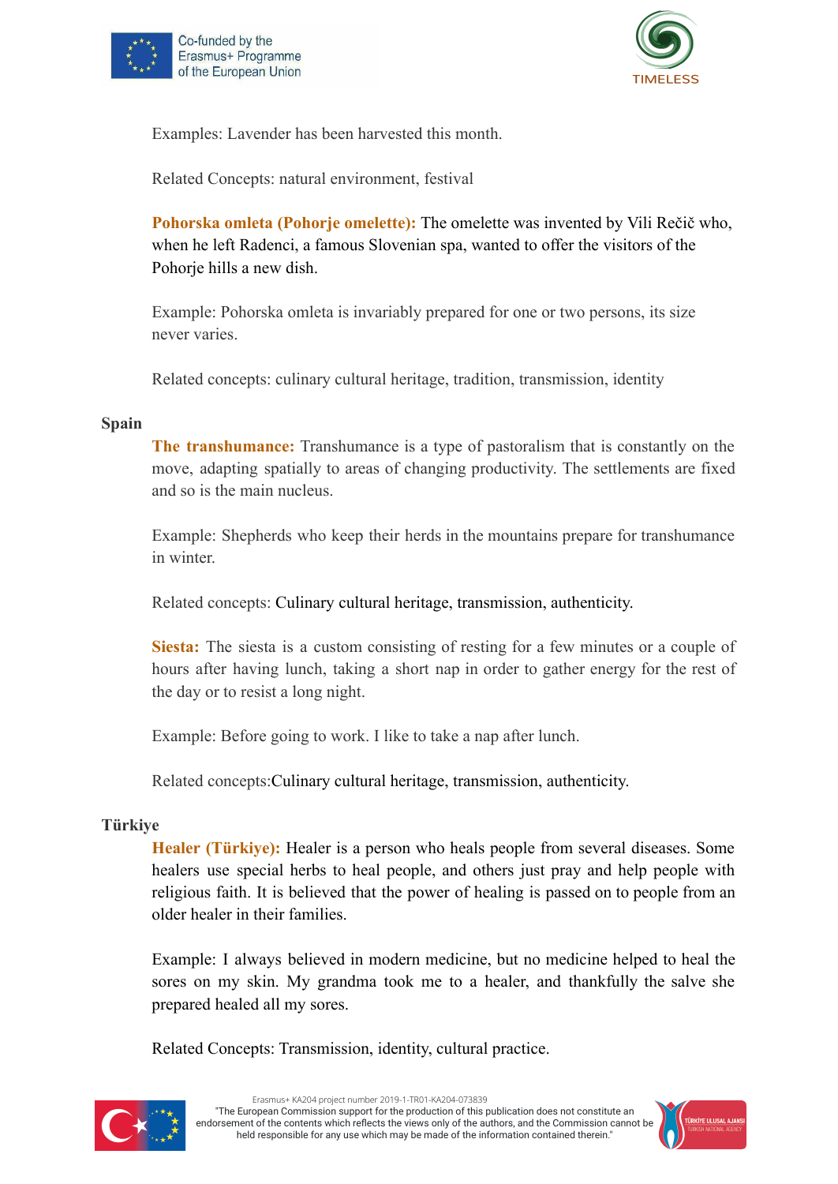Examples: Lavender has been harvested this month.

Related Concepts: natural environment, festival

**Pohorska omleta (Pohorje omelette):** The omelette was invented by Vili Rečič who, when he left Radenci, a famous Slovenian spa, wanted to offer the visitors of the Pohorje hills a new dish.

Example: Pohorska omleta is invariably prepared for one or two persons, its size never varies.

Related concepts: culinary cultural heritage, tradition, transmission, identity

**Spain**

**The transhumance:** Transhumance is a type of pastoralism that is constantly on the move, adapting spatially to areas of changing productivity. The settlements are fixed and so is the main nucleus.

Example: Shepherds who keep their herds in the mountains prepare for transhumance in winter.

Related concepts: Culinary cultural heritage, transmission, authenticity.

**Siesta:** The siesta is a custom consisting of resting for a few minutes or a couple of hours after having lunch, taking a short nap in order to gather energy for the rest of the day or to resist a long night.

Example: Before going to work. I like to take a nap after lunch.

Related concepts:Culinary cultural heritage, transmission, authenticity.

**Türkiye**

**Healer (Türkiye):** Healer is a person who heals people from several diseases. Some healers use special herbs to heal people, and others just pray and help people with religious faith. It is believed that the power of healing is passed on to people from an older healer in their families.

Example: I always believed in modern medicine, but no medicine helped to heal the sores on my skin. My grandma took me to a healer, and thankfully the salve she prepared healed all my sores.

Related Concepts: Transmission, identity, cultural practice.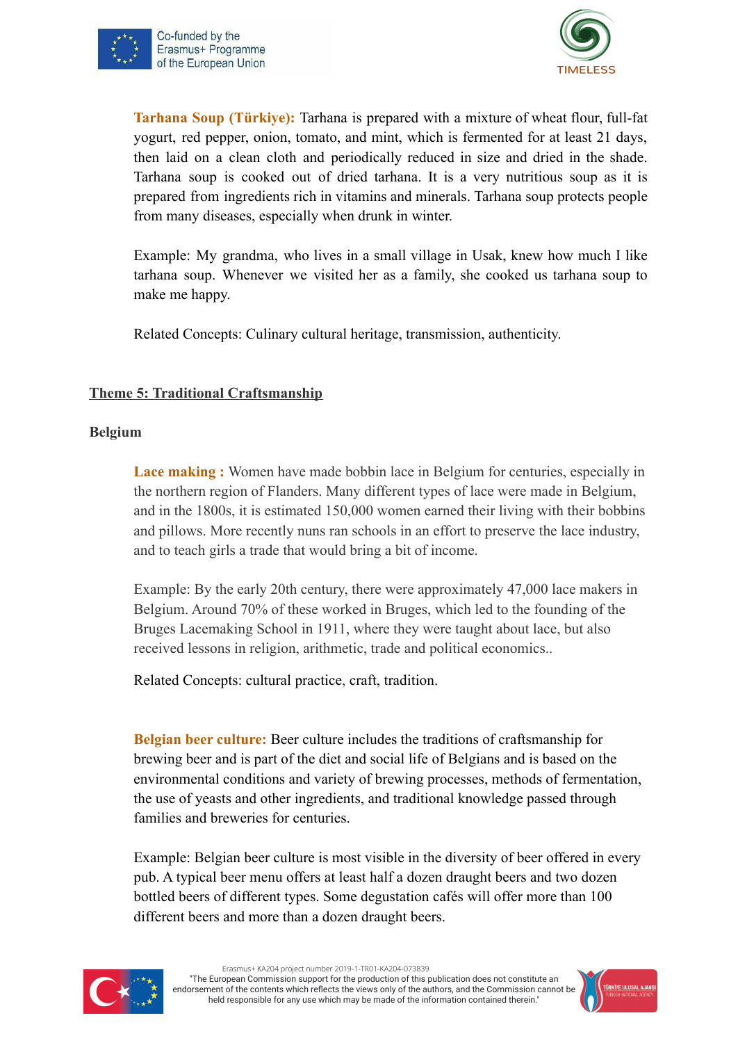**Tarhana Soup (Türkiye):** Tarhana is prepared with a mixture of wheat flour, full-fat yogurt, red pepper, onion, tomato, and mint, which is fermented for at least 21 days, then laid on a clean cloth and periodically reduced in size and dried in the shade. Tarhana soup is cooked out of dried tarhana. It is a very nutritious soup as it is prepared from ingredients rich in vitamins and minerals. Tarhana soup protects people from many diseases, especially when drunk in winter.

Example: My grandma, who lives in a small village in Usak, knew how much I like tarhana soup. Whenever we visited her as a family, she cooked us tarhana soup to make me happy.

Related Concepts: Culinary cultural heritage, transmission, authenticity.

## Theme 5: Traditional Craftsmanship

### Belgium

**Lace making :** Women have made bobbin lace in Belgium for centuries, especially in the northern region of Flanders. Many different types of lace were made in Belgium, and in the 1800s, it is estimated 150,000 women earned their living with their bobbins and pillows. More recently nuns ran schools in an effort to preserve the lace industry, and to teach girls a trade that would bring a bit of income.

Example: By the early 20th century, there were approximately 47,000 lace makers in Belgium. Around 70% of these worked in Bruges, which led to the founding of the Bruges Lacemaking School in 1911, where they were taught about lace, but also received lessons in religion, arithmetic, trade and political economics..

Related Concepts: cultural practice, craft, tradition.

**Belgian beer culture:** Beer culture includes the traditions of craftsmanship for brewing beer and is part of the diet and social life of Belgians and is based on the environmental conditions and variety of brewing processes, methods of fermentation, the use of yeasts and other ingredients, and traditional knowledge passed through families and breweries for centuries.

Example: Belgian beer culture is most visible in the diversity of beer offered in every pub. A typical beer menu offers at least half a dozen draught beers and two dozen bottled beers of different types. Some degustation cafés will offer more than 100 different beers and more than a dozen draught beers.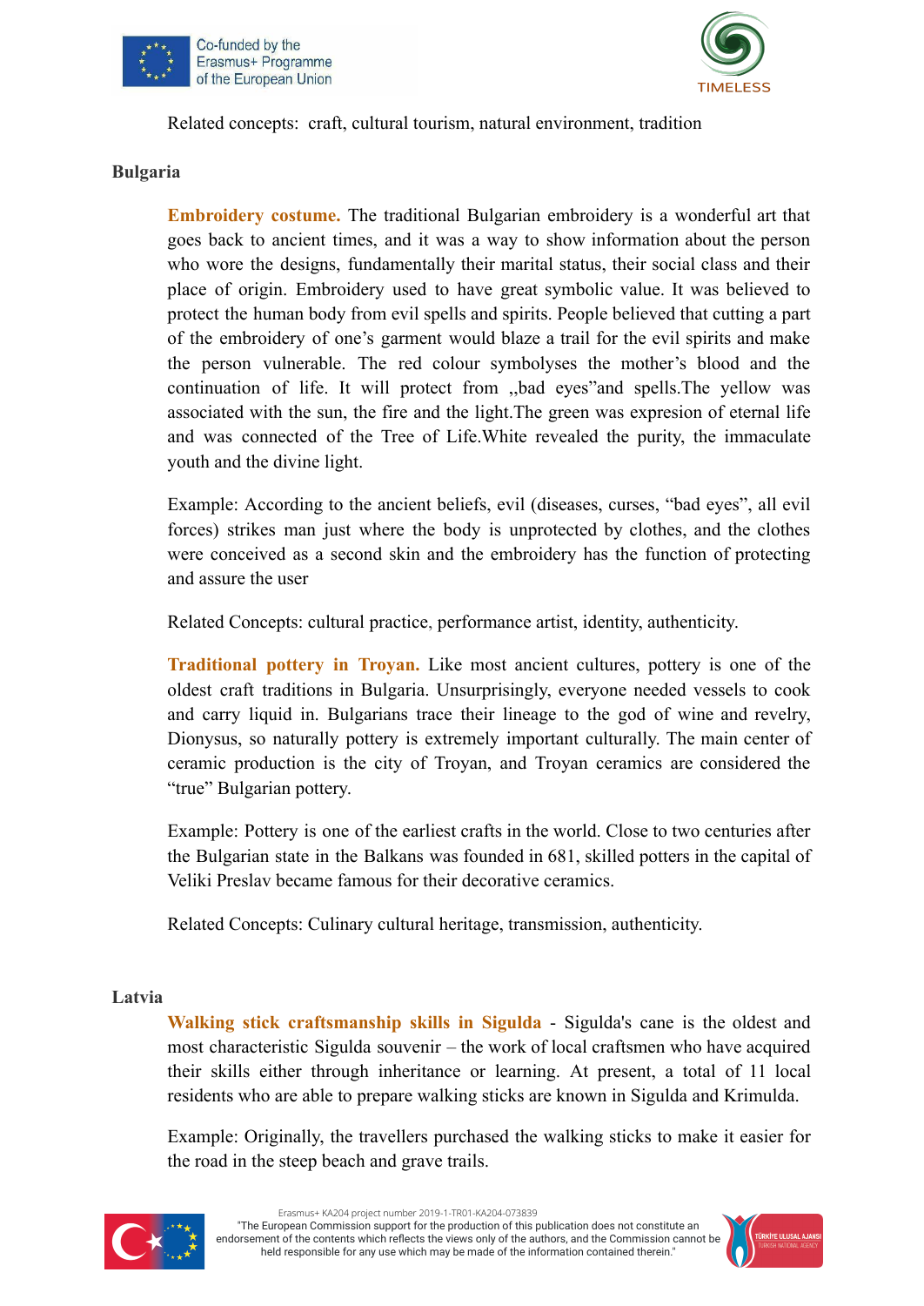Related concepts: craft, cultural tourism, natural environment, tradition

## Bulgaria

**Embroidery costume.** The traditional Bulgarian embroidery is a wonderful art that goes back to ancient times, and it was a way to show information about the person who wore the designs, fundamentally their marital status, their social class and their place of origin. Embroidery used to have great symbolic value. It was believed to protect the human body from evil spells and spirits. People believed that cutting a part of the embroidery of one's garment would blaze a trail for the evil spirits and make the person vulnerable. The red colour symbolyses the mother's blood and the continuation of life. It will protect from „bad eyes"and spells.The yellow was associated with the sun, the fire and the light.The green was expresion of eternal life and was connected of the Tree of Life.White revealed the purity, the immaculate youth and the divine light.

Example: According to the ancient beliefs, evil (diseases, curses, "bad eyes", all evil forces) strikes man just where the body is unprotected by clothes, and the clothes were conceived as a second skin and the embroidery has the function of protecting and assure the user

Related Concepts: cultural practice, performance artist, identity, authenticity.

**Traditional pottery in Troyan.** Like most ancient cultures, pottery is one of the oldest craft traditions in Bulgaria. Unsurprisingly, everyone needed vessels to cook and carry liquid in. Bulgarians trace their lineage to the god of wine and revelry, Dionysus, so naturally pottery is extremely important culturally. The main center of ceramic production is the city of Troyan, and Troyan ceramics are considered the "true" Bulgarian pottery.

Example: Pottery is one of the earliest crafts in the world. Close to two centuries after the Bulgarian state in the Balkans was founded in 681, skilled potters in the capital of Veliki Preslav became famous for their decorative ceramics.

Related Concepts: Culinary cultural heritage, transmission, authenticity.

## Latvia

**Walking stick craftsmanship skills in Sigulda** - Sigulda's cane is the oldest and most characteristic Sigulda souvenir – the work of local craftsmen who have acquired their skills either through inheritance or learning. At present, a total of 11 local residents who are able to prepare walking sticks are known in Sigulda and Krimulda.

Example: Originally, the travellers purchased the walking sticks to make it easier for the road in the steep beach and grave trails.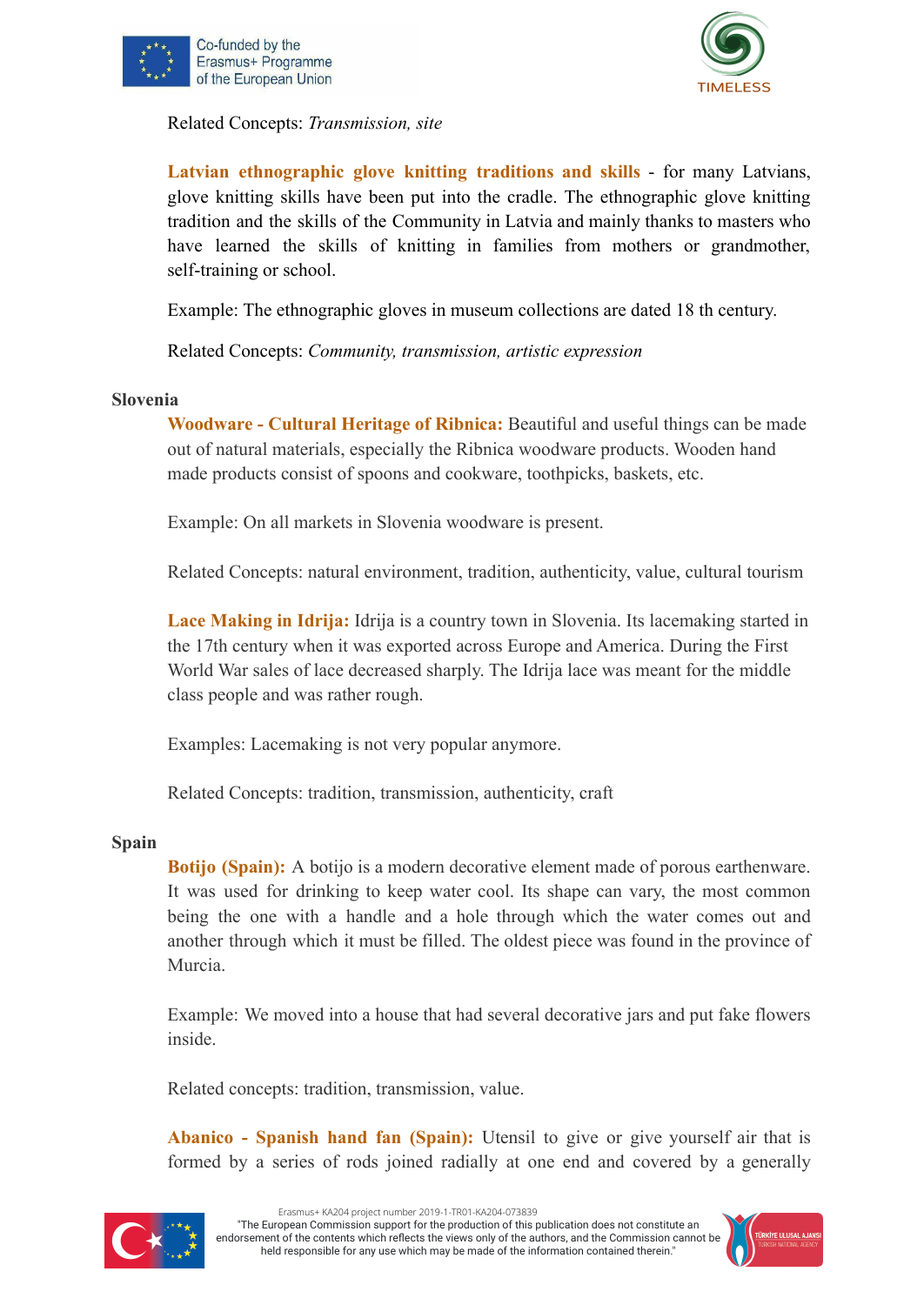Related Concepts: *Transmission, site*

**Latvian ethnographic glove knitting traditions and skills** - for many Latvians, glove knitting skills have been put into the cradle. The ethnographic glove knitting tradition and the skills of the Community in Latvia and mainly thanks to masters who have learned the skills of knitting in families from mothers or grandmother, self-training or school.

Example: The ethnographic gloves in museum collections are dated 18 th century.

Related Concepts: *Community, transmission, artistic expression*

**Slovenia**

**Woodware - Cultural Heritage of Ribnica:** Beautiful and useful things can be made out of natural materials, especially the Ribnica woodware products. Wooden hand made products consist of spoons and cookware, toothpicks, baskets, etc.

Example: On all markets in Slovenia woodware is present.

Related Concepts: natural environment, tradition, authenticity, value, cultural tourism

**Lace Making in Idrija:** Idrija is a country town in Slovenia. Its lacemaking started in the 17th century when it was exported across Europe and America. During the First World War sales of lace decreased sharply. The Idrija lace was meant for the middle class people and was rather rough.

Examples: Lacemaking is not very popular anymore.

Related Concepts: tradition, transmission, authenticity, craft

**Spain**

**Botijo (Spain):** A botijo is a modern decorative element made of porous earthenware. It was used for drinking to keep water cool. Its shape can vary, the most common being the one with a handle and a hole through which the water comes out and another through which it must be filled. The oldest piece was found in the province of Murcia.

Example: We moved into a house that had several decorative jars and put fake flowers inside.

Related concepts: tradition, transmission, value.

**Abanico - Spanish hand fan (Spain):** Utensil to give or give yourself air that is formed by a series of rods joined radially at one end and covered by a generally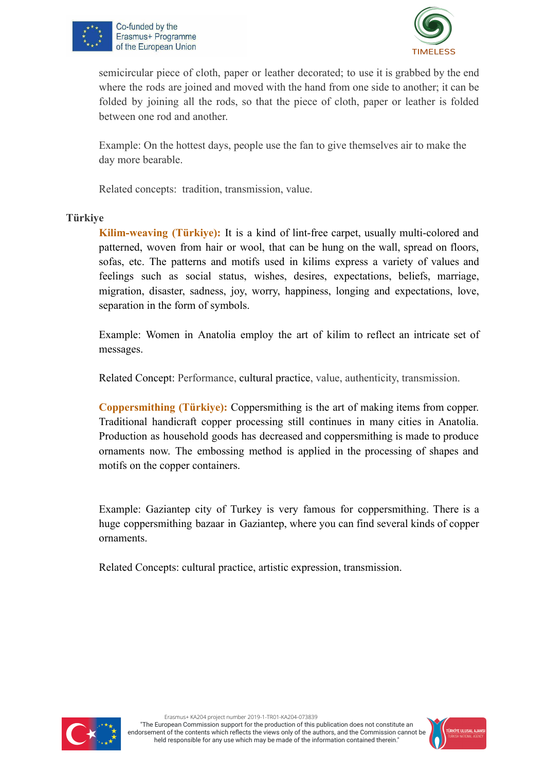semicircular piece of cloth, paper or leather decorated; to use it is grabbed by the end where the rods are joined and moved with the hand from one side to another; it can be folded by joining all the rods, so that the piece of cloth, paper or leather is folded between one rod and another.

Example: On the hottest days, people use the fan to give themselves air to make the day more bearable.

Related concepts: tradition, transmission, value.

**Türkiye**

**Kilim-weaving (Türkiye):** It is a kind of lint-free carpet, usually multi-colored and patterned, woven from hair or wool, that can be hung on the wall, spread on floors, sofas, etc. The patterns and motifs used in kilims express a variety of values and feelings such as social status, wishes, desires, expectations, beliefs, marriage, migration, disaster, sadness, joy, worry, happiness, longing and expectations, love, separation in the form of symbols.

Example: Women in Anatolia employ the art of kilim to reflect an intricate set of messages.

Related Concept: Performance, cultural practice, value, authenticity, transmission.

**Coppersmithing (Türkiye):** Coppersmithing is the art of making items from copper. Traditional handicraft copper processing still continues in many cities in Anatolia. Production as household goods has decreased and coppersmithing is made to produce ornaments now. The embossing method is applied in the processing of shapes and motifs on the copper containers.

Example: Gaziantep city of Turkey is very famous for coppersmithing. There is a huge coppersmithing bazaar in Gaziantep, where you can find several kinds of copper ornaments.

Related Concepts: cultural practice, artistic expression, transmission.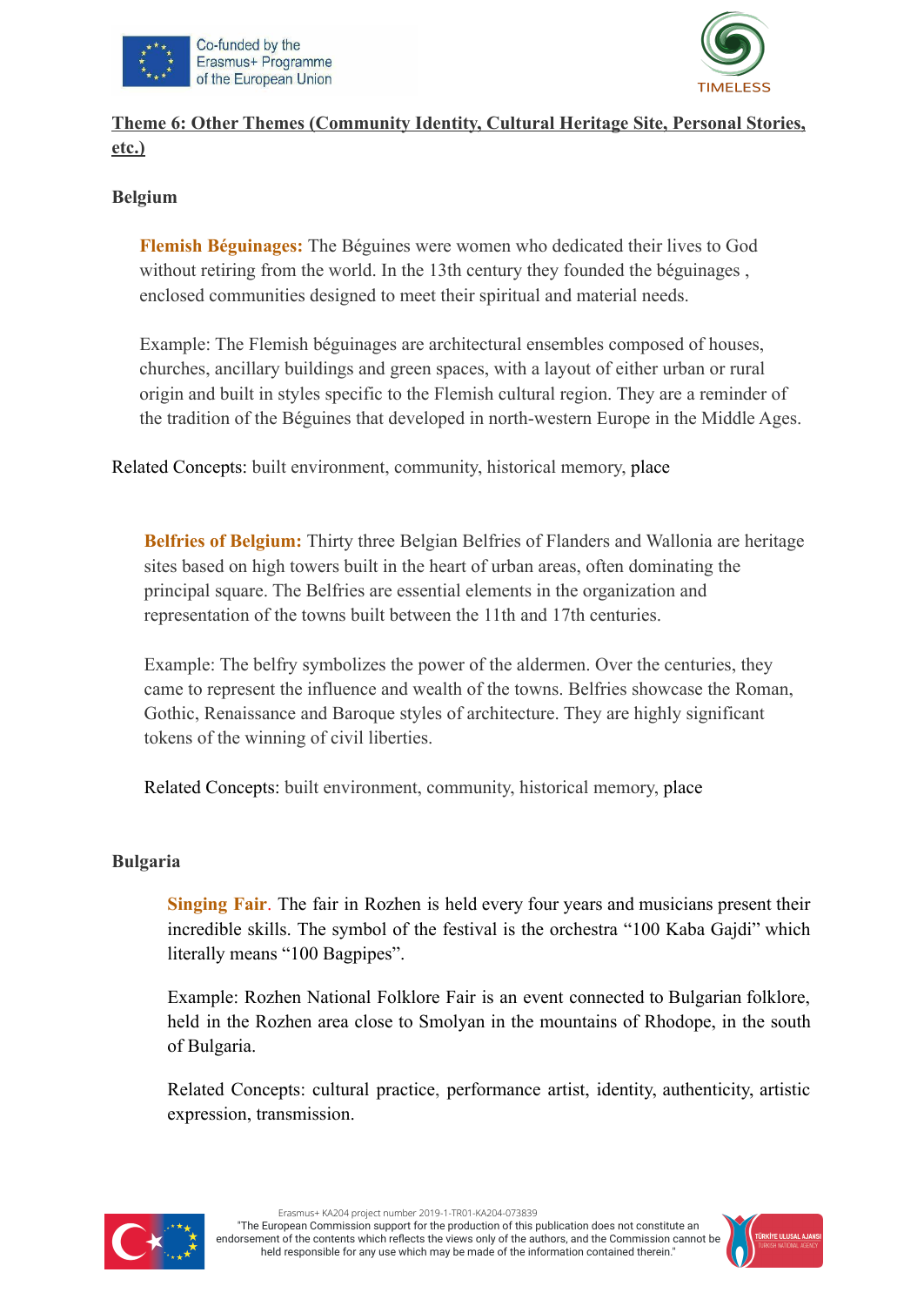## Theme 6: Other Themes (Community Identity, Cultural Heritage Site, Personal Stories, etc.)

### Belgium

**Flemish Béguinages:** The Béguines were women who dedicated their lives to God without retiring from the world. In the 13th century they founded the béguinages , enclosed communities designed to meet their spiritual and material needs.

Example: The Flemish béguinages are architectural ensembles composed of houses, churches, ancillary buildings and green spaces, with a layout of either urban or rural origin and built in styles specific to the Flemish cultural region. They are a reminder of the tradition of the Béguines that developed in north-western Europe in the Middle Ages.

Related Concepts: built environment, community, historical memory, place

**Belfries of Belgium:** Thirty three Belgian Belfries of Flanders and Wallonia are heritage sites based on high towers built in the heart of urban areas, often dominating the principal square. The Belfries are essential elements in the organization and representation of the towns built between the 11th and 17th centuries.

Example: The belfry symbolizes the power of the aldermen. Over the centuries, they came to represent the influence and wealth of the towns. Belfries showcase the Roman, Gothic, Renaissance and Baroque styles of architecture. They are highly significant tokens of the winning of civil liberties.

Related Concepts: built environment, community, historical memory, place

### Bulgaria

**Singing Fair**. The fair in Rozhen is held every four years and musicians present their incredible skills. The symbol of the festival is the orchestra "100 Kaba Gajdi" which literally means "100 Bagpipes".

Example: Rozhen National Folklore Fair is an event connected to Bulgarian folklore, held in the Rozhen area close to Smolyan in the mountains of Rhodope, in the south of Bulgaria.

Related Concepts: cultural practice, performance artist, identity, authenticity, artistic expression, transmission.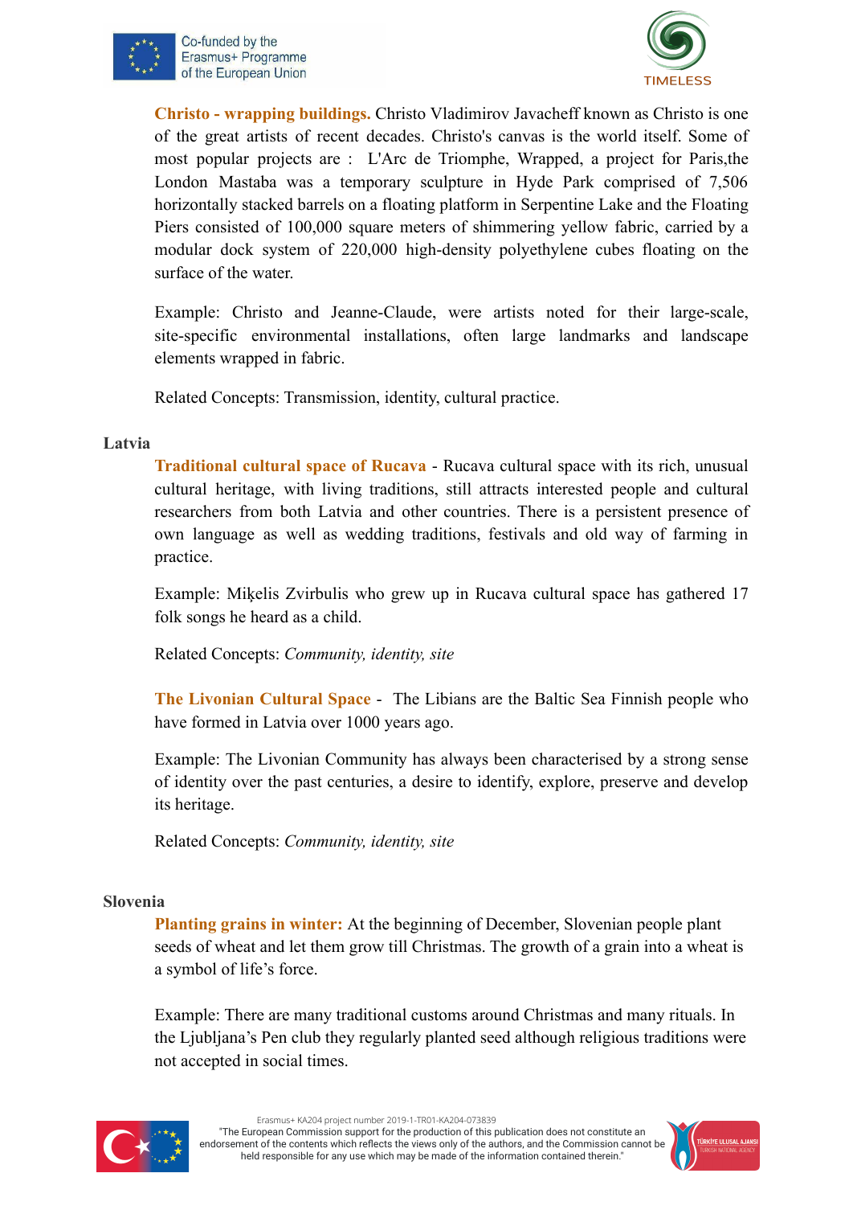**Christo - wrapping buildings.** Christo Vladimirov Javacheff known as Christo is one of the great artists of recent decades. Christo's canvas is the world itself. Some of most popular projects are : L'Arc de Triomphe, Wrapped, a project for Paris,the London Mastaba was a temporary sculpture in Hyde Park comprised of 7,506 horizontally stacked barrels on a floating platform in Serpentine Lake and the Floating Piers consisted of 100,000 square meters of shimmering yellow fabric, carried by a modular dock system of 220,000 high-density polyethylene cubes floating on the surface of the water.

Example: Christo and Jeanne-Claude, were artists noted for their large-scale, site-specific environmental installations, often large landmarks and landscape elements wrapped in fabric.

Related Concepts: Transmission, identity, cultural practice.

### Latvia

**Traditional cultural space of Rucava** - Rucava cultural space with its rich, unusual cultural heritage, with living traditions, still attracts interested people and cultural researchers from both Latvia and other countries. There is a persistent presence of own language as well as wedding traditions, festivals and old way of farming in practice.

Example: Miķelis Zvirbulis who grew up in Rucava cultural space has gathered 17 folk songs he heard as a child.

Related Concepts: *Community, identity, site*

**The Livonian Cultural Space** - The Libians are the Baltic Sea Finnish people who have formed in Latvia over 1000 years ago.

Example: The Livonian Community has always been characterised by a strong sense of identity over the past centuries, a desire to identify, explore, preserve and develop its heritage.

Related Concepts: *Community, identity, site*

### Slovenia

**Planting grains in winter:** At the beginning of December, Slovenian people plant seeds of wheat and let them grow till Christmas. The growth of a grain into a wheat is a symbol of life's force.

Example: There are many traditional customs around Christmas and many rituals. In the Ljubljana's Pen club they regularly planted seed although religious traditions were not accepted in social times.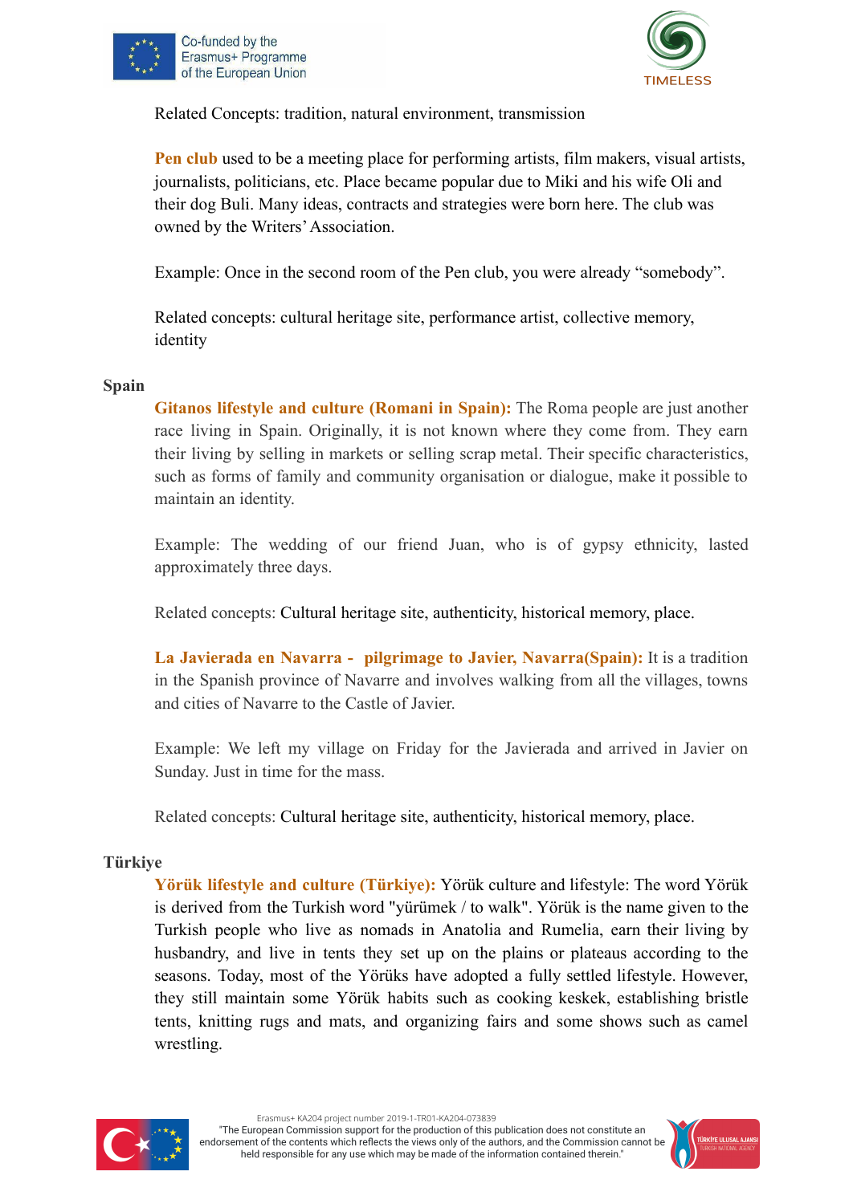Related Concepts: tradition, natural environment, transmission

**Pen club** used to be a meeting place for performing artists, film makers, visual artists, journalists, politicians, etc. Place became popular due to Miki and his wife Oli and their dog Buli. Many ideas, contracts and strategies were born here. The club was owned by the Writers' Association.

Example: Once in the second room of the Pen club, you were already "somebody".

Related concepts: cultural heritage site, performance artist, collective memory, identity

### Spain

**Gitanos lifestyle and culture (Romani in Spain):** The Roma people are just another race living in Spain. Originally, it is not known where they come from. They earn their living by selling in markets or selling scrap metal. Their specific characteristics, such as forms of family and community organisation or dialogue, make it possible to maintain an identity.

Example: The wedding of our friend Juan, who is of gypsy ethnicity, lasted approximately three days.

Related concepts: Cultural heritage site, authenticity, historical memory, place.

**La Javierada en Navarra - pilgrimage to Javier, Navarra(Spain):** It is a tradition in the Spanish province of Navarre and involves walking from all the villages, towns and cities of Navarre to the Castle of Javier.

Example: We left my village on Friday for the Javierada and arrived in Javier on Sunday. Just in time for the mass.

Related concepts: Cultural heritage site, authenticity, historical memory, place.

### Türkiye

**Yörük lifestyle and culture (Türkiye):** Yörük culture and lifestyle: The word Yörük is derived from the Turkish word "yürümek / to walk". Yörük is the name given to the Turkish people who live as nomads in Anatolia and Rumelia, earn their living by husbandry, and live in tents they set up on the plains or plateaus according to the seasons. Today, most of the Yörüks have adopted a fully settled lifestyle. However, they still maintain some Yörük habits such as cooking keskek, establishing bristle tents, knitting rugs and mats, and organizing fairs and some shows such as camel wrestling.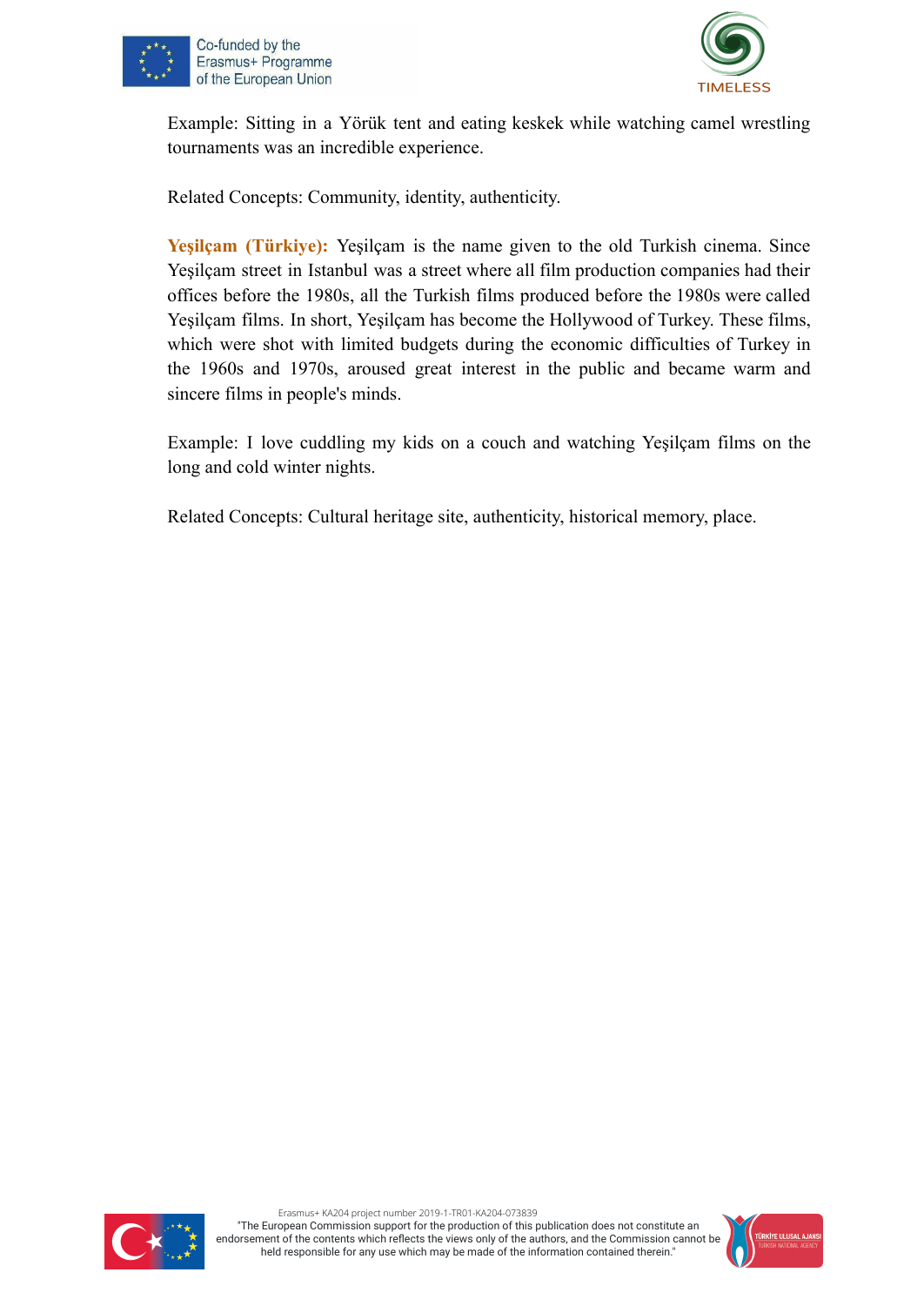Example: Sitting in a Yörük tent and eating keskek while watching camel wrestling tournaments was an incredible experience.

Related Concepts: Community, identity, authenticity.

**Yeşilçam (Türkiye):** Yeşilçam is the name given to the old Turkish cinema. Since Yeşilçam street in Istanbul was a street where all film production companies had their offices before the 1980s, all the Turkish films produced before the 1980s were called Yeşilçam films. In short, Yeşilçam has become the Hollywood of Turkey. These films, which were shot with limited budgets during the economic difficulties of Turkey in the 1960s and 1970s, aroused great interest in the public and became warm and sincere films in people's minds.

Example: I love cuddling my kids on a couch and watching Yeşilçam films on the long and cold winter nights.

Related Concepts: Cultural heritage site, authenticity, historical memory, place.